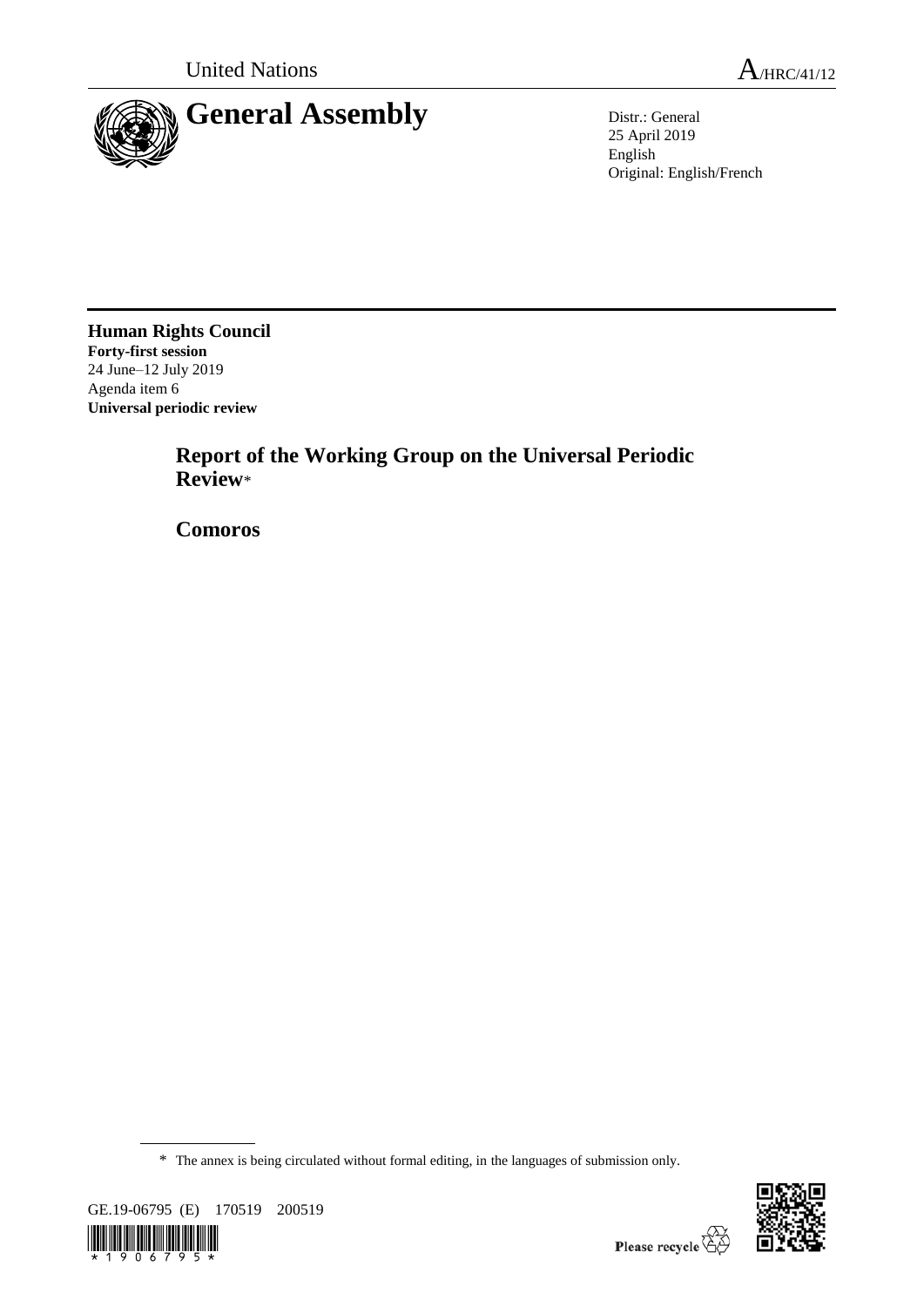United Nations

A/HRC/41/12

# General Assembly

Distr.: General
25 April 2019
English
Original: English/French

**Human Rights Council**
**Forty-first session**
24 June–12 July 2019
Agenda item 6
**Universal periodic review**

## Report of the Working Group on the Universal Periodic Review*

## Comoros

* The annex is being circulated without formal editing, in the languages of submission only.

GE.19-06795 (E) 170519 200519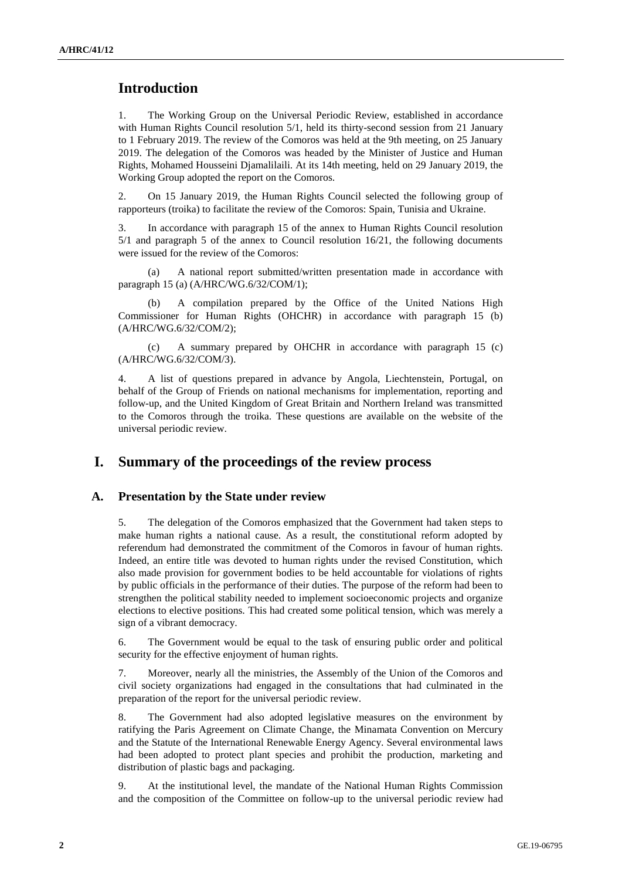# Introduction

1. The Working Group on the Universal Periodic Review, established in accordance with Human Rights Council resolution 5/1, held its thirty-second session from 21 January to 1 February 2019. The review of the Comoros was held at the 9th meeting, on 25 January 2019. The delegation of the Comoros was headed by the Minister of Justice and Human Rights, Mohamed Housseini Djamalilaili. At its 14th meeting, held on 29 January 2019, the Working Group adopted the report on the Comoros.

2. On 15 January 2019, the Human Rights Council selected the following group of rapporteurs (troika) to facilitate the review of the Comoros: Spain, Tunisia and Ukraine.

3. In accordance with paragraph 15 of the annex to Human Rights Council resolution 5/1 and paragraph 5 of the annex to Council resolution 16/21, the following documents were issued for the review of the Comoros:

(a) A national report submitted/written presentation made in accordance with paragraph 15 (a) (A/HRC/WG.6/32/COM/1);

(b) A compilation prepared by the Office of the United Nations High Commissioner for Human Rights (OHCHR) in accordance with paragraph 15 (b) (A/HRC/WG.6/32/COM/2);

(c) A summary prepared by OHCHR in accordance with paragraph 15 (c) (A/HRC/WG.6/32/COM/3).

4. A list of questions prepared in advance by Angola, Liechtenstein, Portugal, on behalf of the Group of Friends on national mechanisms for implementation, reporting and follow-up, and the United Kingdom of Great Britain and Northern Ireland was transmitted to the Comoros through the troika. These questions are available on the website of the universal periodic review.

# I. Summary of the proceedings of the review process

## A. Presentation by the State under review

5. The delegation of the Comoros emphasized that the Government had taken steps to make human rights a national cause. As a result, the constitutional reform adopted by referendum had demonstrated the commitment of the Comoros in favour of human rights. Indeed, an entire title was devoted to human rights under the revised Constitution, which also made provision for government bodies to be held accountable for violations of rights by public officials in the performance of their duties. The purpose of the reform had been to strengthen the political stability needed to implement socioeconomic projects and organize elections to elective positions. This had created some political tension, which was merely a sign of a vibrant democracy.

6. The Government would be equal to the task of ensuring public order and political security for the effective enjoyment of human rights.

7. Moreover, nearly all the ministries, the Assembly of the Union of the Comoros and civil society organizations had engaged in the consultations that had culminated in the preparation of the report for the universal periodic review.

8. The Government had also adopted legislative measures on the environment by ratifying the Paris Agreement on Climate Change, the Minamata Convention on Mercury and the Statute of the International Renewable Energy Agency. Several environmental laws had been adopted to protect plant species and prohibit the production, marketing and distribution of plastic bags and packaging.

9. At the institutional level, the mandate of the National Human Rights Commission and the composition of the Committee on follow-up to the universal periodic review had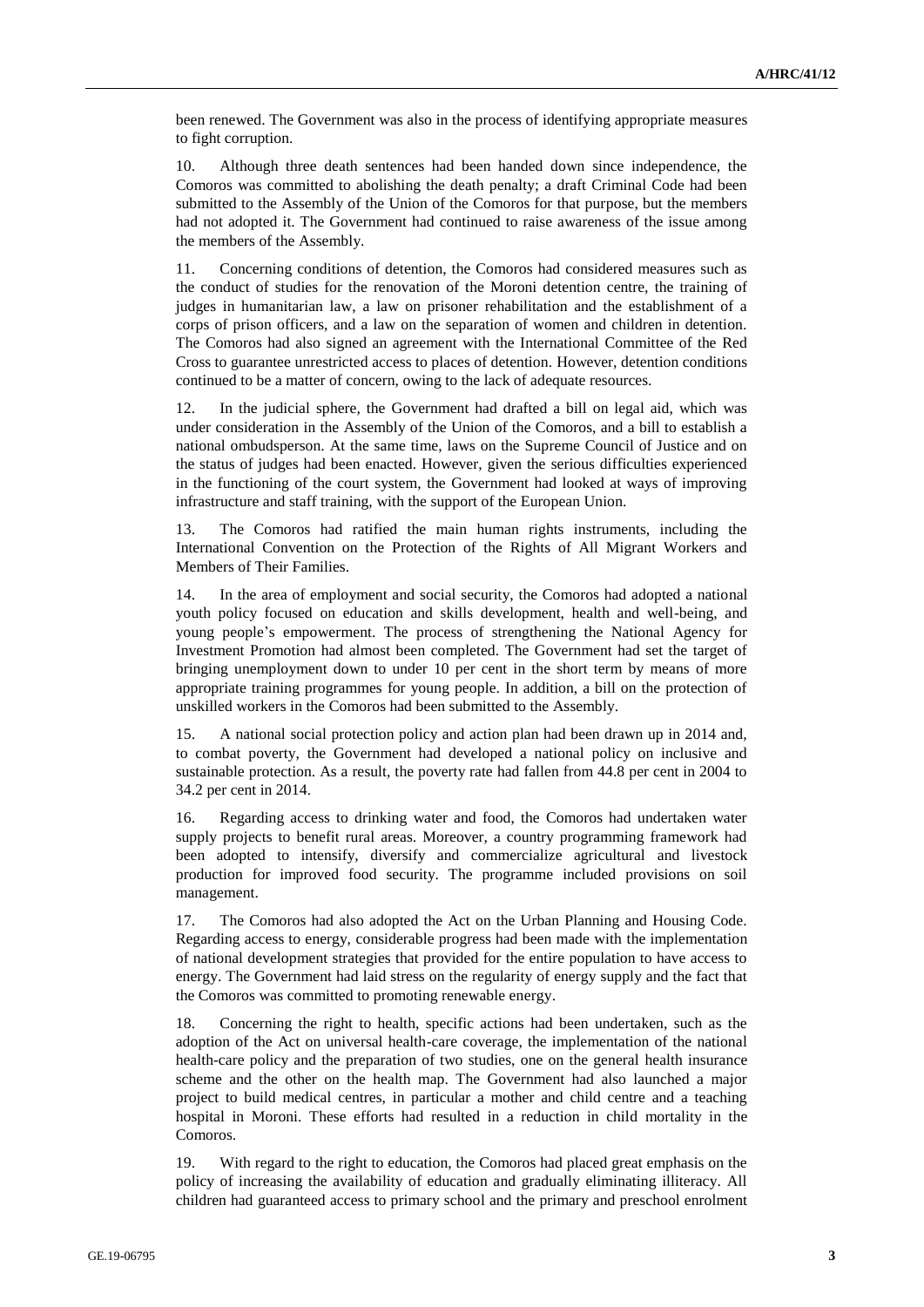been renewed. The Government was also in the process of identifying appropriate measures to fight corruption.

10. Although three death sentences had been handed down since independence, the Comoros was committed to abolishing the death penalty; a draft Criminal Code had been submitted to the Assembly of the Union of the Comoros for that purpose, but the members had not adopted it. The Government had continued to raise awareness of the issue among the members of the Assembly.

11. Concerning conditions of detention, the Comoros had considered measures such as the conduct of studies for the renovation of the Moroni detention centre, the training of judges in humanitarian law, a law on prisoner rehabilitation and the establishment of a corps of prison officers, and a law on the separation of women and children in detention. The Comoros had also signed an agreement with the International Committee of the Red Cross to guarantee unrestricted access to places of detention. However, detention conditions continued to be a matter of concern, owing to the lack of adequate resources.

12. In the judicial sphere, the Government had drafted a bill on legal aid, which was under consideration in the Assembly of the Union of the Comoros, and a bill to establish a national ombudsperson. At the same time, laws on the Supreme Council of Justice and on the status of judges had been enacted. However, given the serious difficulties experienced in the functioning of the court system, the Government had looked at ways of improving infrastructure and staff training, with the support of the European Union.

13. The Comoros had ratified the main human rights instruments, including the International Convention on the Protection of the Rights of All Migrant Workers and Members of Their Families.

14. In the area of employment and social security, the Comoros had adopted a national youth policy focused on education and skills development, health and well-being, and young people's empowerment. The process of strengthening the National Agency for Investment Promotion had almost been completed. The Government had set the target of bringing unemployment down to under 10 per cent in the short term by means of more appropriate training programmes for young people. In addition, a bill on the protection of unskilled workers in the Comoros had been submitted to the Assembly.

15. A national social protection policy and action plan had been drawn up in 2014 and, to combat poverty, the Government had developed a national policy on inclusive and sustainable protection. As a result, the poverty rate had fallen from 44.8 per cent in 2004 to 34.2 per cent in 2014.

16. Regarding access to drinking water and food, the Comoros had undertaken water supply projects to benefit rural areas. Moreover, a country programming framework had been adopted to intensify, diversify and commercialize agricultural and livestock production for improved food security. The programme included provisions on soil management.

17. The Comoros had also adopted the Act on the Urban Planning and Housing Code. Regarding access to energy, considerable progress had been made with the implementation of national development strategies that provided for the entire population to have access to energy. The Government had laid stress on the regularity of energy supply and the fact that the Comoros was committed to promoting renewable energy.

18. Concerning the right to health, specific actions had been undertaken, such as the adoption of the Act on universal health-care coverage, the implementation of the national health-care policy and the preparation of two studies, one on the general health insurance scheme and the other on the health map. The Government had also launched a major project to build medical centres, in particular a mother and child centre and a teaching hospital in Moroni. These efforts had resulted in a reduction in child mortality in the Comoros.

19. With regard to the right to education, the Comoros had placed great emphasis on the policy of increasing the availability of education and gradually eliminating illiteracy. All children had guaranteed access to primary school and the primary and preschool enrolment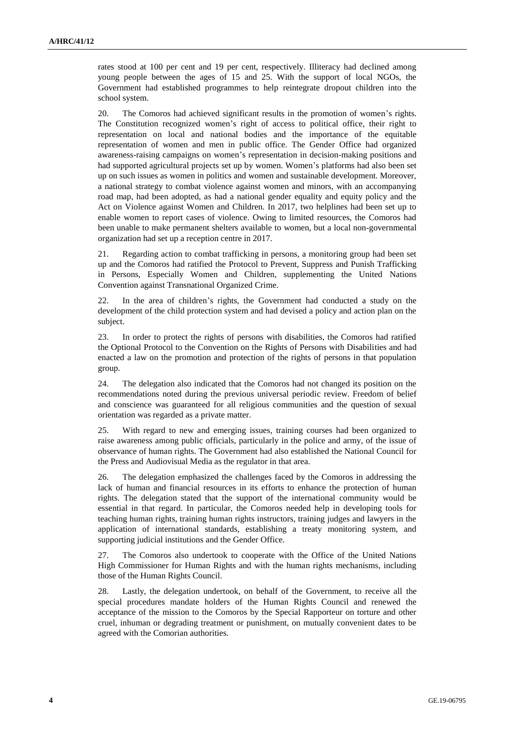rates stood at 100 per cent and 19 per cent, respectively. Illiteracy had declined among young people between the ages of 15 and 25. With the support of local NGOs, the Government had established programmes to help reintegrate dropout children into the school system.

20. The Comoros had achieved significant results in the promotion of women's rights. The Constitution recognized women's right of access to political office, their right to representation on local and national bodies and the importance of the equitable representation of women and men in public office. The Gender Office had organized awareness-raising campaigns on women's representation in decision-making positions and had supported agricultural projects set up by women. Women's platforms had also been set up on such issues as women in politics and women and sustainable development. Moreover, a national strategy to combat violence against women and minors, with an accompanying road map, had been adopted, as had a national gender equality and equity policy and the Act on Violence against Women and Children. In 2017, two helplines had been set up to enable women to report cases of violence. Owing to limited resources, the Comoros had been unable to make permanent shelters available to women, but a local non-governmental organization had set up a reception centre in 2017.

21. Regarding action to combat trafficking in persons, a monitoring group had been set up and the Comoros had ratified the Protocol to Prevent, Suppress and Punish Trafficking in Persons, Especially Women and Children, supplementing the United Nations Convention against Transnational Organized Crime.

22. In the area of children's rights, the Government had conducted a study on the development of the child protection system and had devised a policy and action plan on the subject.

23. In order to protect the rights of persons with disabilities, the Comoros had ratified the Optional Protocol to the Convention on the Rights of Persons with Disabilities and had enacted a law on the promotion and protection of the rights of persons in that population group.

24. The delegation also indicated that the Comoros had not changed its position on the recommendations noted during the previous universal periodic review. Freedom of belief and conscience was guaranteed for all religious communities and the question of sexual orientation was regarded as a private matter.

25. With regard to new and emerging issues, training courses had been organized to raise awareness among public officials, particularly in the police and army, of the issue of observance of human rights. The Government had also established the National Council for the Press and Audiovisual Media as the regulator in that area.

26. The delegation emphasized the challenges faced by the Comoros in addressing the lack of human and financial resources in its efforts to enhance the protection of human rights. The delegation stated that the support of the international community would be essential in that regard. In particular, the Comoros needed help in developing tools for teaching human rights, training human rights instructors, training judges and lawyers in the application of international standards, establishing a treaty monitoring system, and supporting judicial institutions and the Gender Office.

27. The Comoros also undertook to cooperate with the Office of the United Nations High Commissioner for Human Rights and with the human rights mechanisms, including those of the Human Rights Council.

28. Lastly, the delegation undertook, on behalf of the Government, to receive all the special procedures mandate holders of the Human Rights Council and renewed the acceptance of the mission to the Comoros by the Special Rapporteur on torture and other cruel, inhuman or degrading treatment or punishment, on mutually convenient dates to be agreed with the Comorian authorities.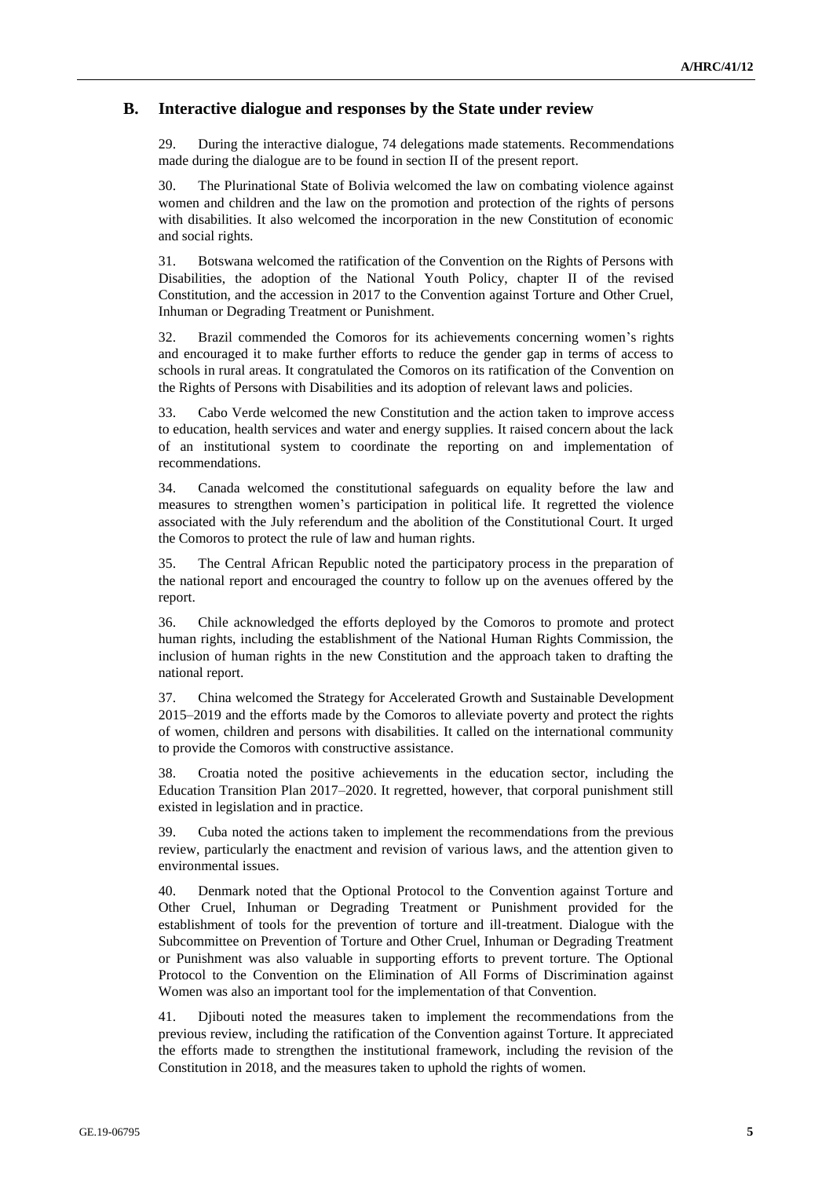## B. Interactive dialogue and responses by the State under review

29. During the interactive dialogue, 74 delegations made statements. Recommendations made during the dialogue are to be found in section II of the present report.

30. The Plurinational State of Bolivia welcomed the law on combating violence against women and children and the law on the promotion and protection of the rights of persons with disabilities. It also welcomed the incorporation in the new Constitution of economic and social rights.

31. Botswana welcomed the ratification of the Convention on the Rights of Persons with Disabilities, the adoption of the National Youth Policy, chapter II of the revised Constitution, and the accession in 2017 to the Convention against Torture and Other Cruel, Inhuman or Degrading Treatment or Punishment.

32. Brazil commended the Comoros for its achievements concerning women's rights and encouraged it to make further efforts to reduce the gender gap in terms of access to schools in rural areas. It congratulated the Comoros on its ratification of the Convention on the Rights of Persons with Disabilities and its adoption of relevant laws and policies.

33. Cabo Verde welcomed the new Constitution and the action taken to improve access to education, health services and water and energy supplies. It raised concern about the lack of an institutional system to coordinate the reporting on and implementation of recommendations.

34. Canada welcomed the constitutional safeguards on equality before the law and measures to strengthen women's participation in political life. It regretted the violence associated with the July referendum and the abolition of the Constitutional Court. It urged the Comoros to protect the rule of law and human rights.

35. The Central African Republic noted the participatory process in the preparation of the national report and encouraged the country to follow up on the avenues offered by the report.

36. Chile acknowledged the efforts deployed by the Comoros to promote and protect human rights, including the establishment of the National Human Rights Commission, the inclusion of human rights in the new Constitution and the approach taken to drafting the national report.

37. China welcomed the Strategy for Accelerated Growth and Sustainable Development 2015–2019 and the efforts made by the Comoros to alleviate poverty and protect the rights of women, children and persons with disabilities. It called on the international community to provide the Comoros with constructive assistance.

38. Croatia noted the positive achievements in the education sector, including the Education Transition Plan 2017–2020. It regretted, however, that corporal punishment still existed in legislation and in practice.

39. Cuba noted the actions taken to implement the recommendations from the previous review, particularly the enactment and revision of various laws, and the attention given to environmental issues.

40. Denmark noted that the Optional Protocol to the Convention against Torture and Other Cruel, Inhuman or Degrading Treatment or Punishment provided for the establishment of tools for the prevention of torture and ill-treatment. Dialogue with the Subcommittee on Prevention of Torture and Other Cruel, Inhuman or Degrading Treatment or Punishment was also valuable in supporting efforts to prevent torture. The Optional Protocol to the Convention on the Elimination of All Forms of Discrimination against Women was also an important tool for the implementation of that Convention.

41. Djibouti noted the measures taken to implement the recommendations from the previous review, including the ratification of the Convention against Torture. It appreciated the efforts made to strengthen the institutional framework, including the revision of the Constitution in 2018, and the measures taken to uphold the rights of women.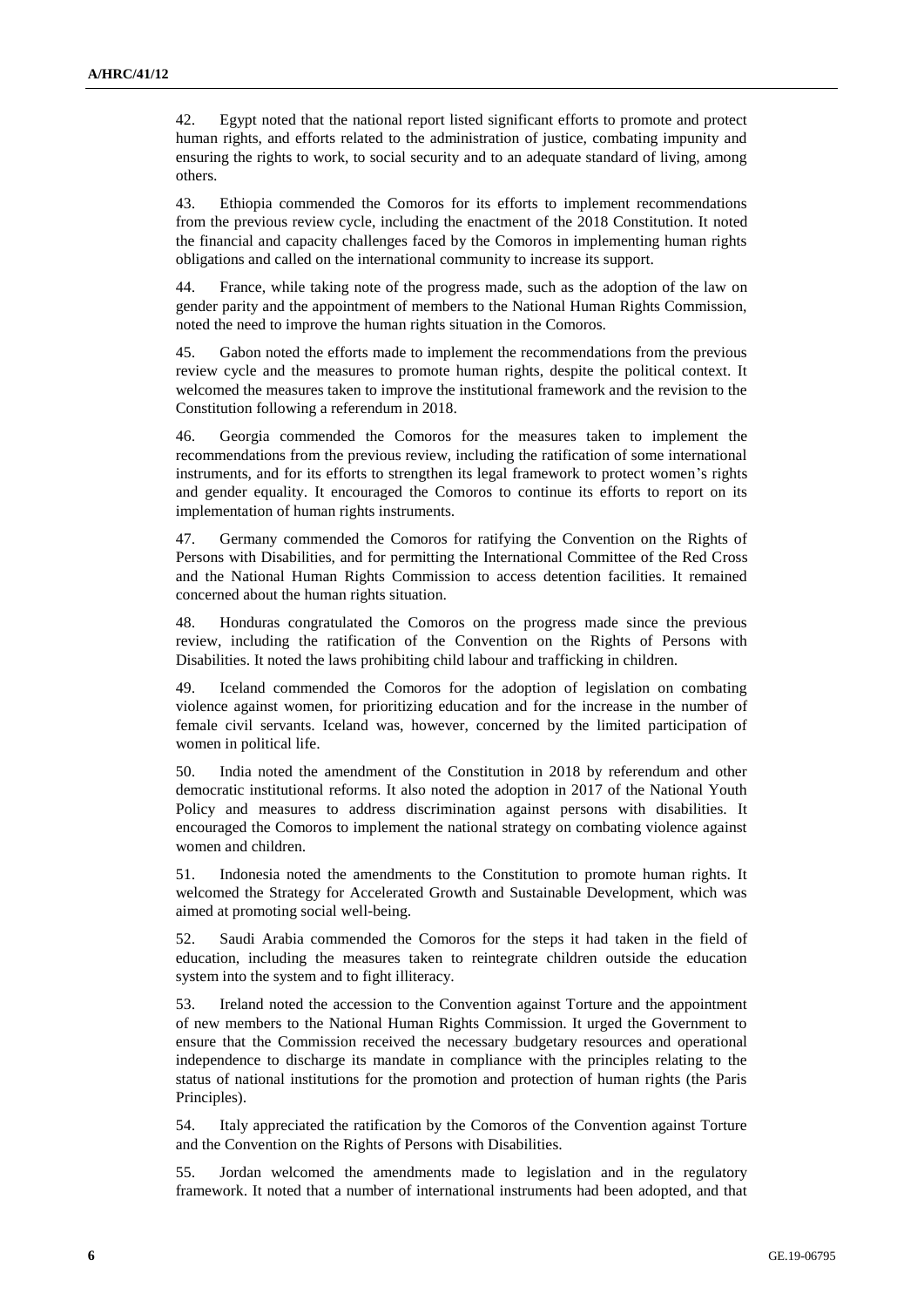42. Egypt noted that the national report listed significant efforts to promote and protect human rights, and efforts related to the administration of justice, combating impunity and ensuring the rights to work, to social security and to an adequate standard of living, among others.

43. Ethiopia commended the Comoros for its efforts to implement recommendations from the previous review cycle, including the enactment of the 2018 Constitution. It noted the financial and capacity challenges faced by the Comoros in implementing human rights obligations and called on the international community to increase its support.

44. France, while taking note of the progress made, such as the adoption of the law on gender parity and the appointment of members to the National Human Rights Commission, noted the need to improve the human rights situation in the Comoros.

45. Gabon noted the efforts made to implement the recommendations from the previous review cycle and the measures to promote human rights, despite the political context. It welcomed the measures taken to improve the institutional framework and the revision to the Constitution following a referendum in 2018.

46. Georgia commended the Comoros for the measures taken to implement the recommendations from the previous review, including the ratification of some international instruments, and for its efforts to strengthen its legal framework to protect women's rights and gender equality. It encouraged the Comoros to continue its efforts to report on its implementation of human rights instruments.

47. Germany commended the Comoros for ratifying the Convention on the Rights of Persons with Disabilities, and for permitting the International Committee of the Red Cross and the National Human Rights Commission to access detention facilities. It remained concerned about the human rights situation.

48. Honduras congratulated the Comoros on the progress made since the previous review, including the ratification of the Convention on the Rights of Persons with Disabilities. It noted the laws prohibiting child labour and trafficking in children.

49. Iceland commended the Comoros for the adoption of legislation on combating violence against women, for prioritizing education and for the increase in the number of female civil servants. Iceland was, however, concerned by the limited participation of women in political life.

50. India noted the amendment of the Constitution in 2018 by referendum and other democratic institutional reforms. It also noted the adoption in 2017 of the National Youth Policy and measures to address discrimination against persons with disabilities. It encouraged the Comoros to implement the national strategy on combating violence against women and children.

51. Indonesia noted the amendments to the Constitution to promote human rights. It welcomed the Strategy for Accelerated Growth and Sustainable Development, which was aimed at promoting social well-being.

52. Saudi Arabia commended the Comoros for the steps it had taken in the field of education, including the measures taken to reintegrate children outside the education system into the system and to fight illiteracy.

53. Ireland noted the accession to the Convention against Torture and the appointment of new members to the National Human Rights Commission. It urged the Government to ensure that the Commission received the necessary budgetary resources and operational independence to discharge its mandate in compliance with the principles relating to the status of national institutions for the promotion and protection of human rights (the Paris Principles).

54. Italy appreciated the ratification by the Comoros of the Convention against Torture and the Convention on the Rights of Persons with Disabilities.

55. Jordan welcomed the amendments made to legislation and in the regulatory framework. It noted that a number of international instruments had been adopted, and that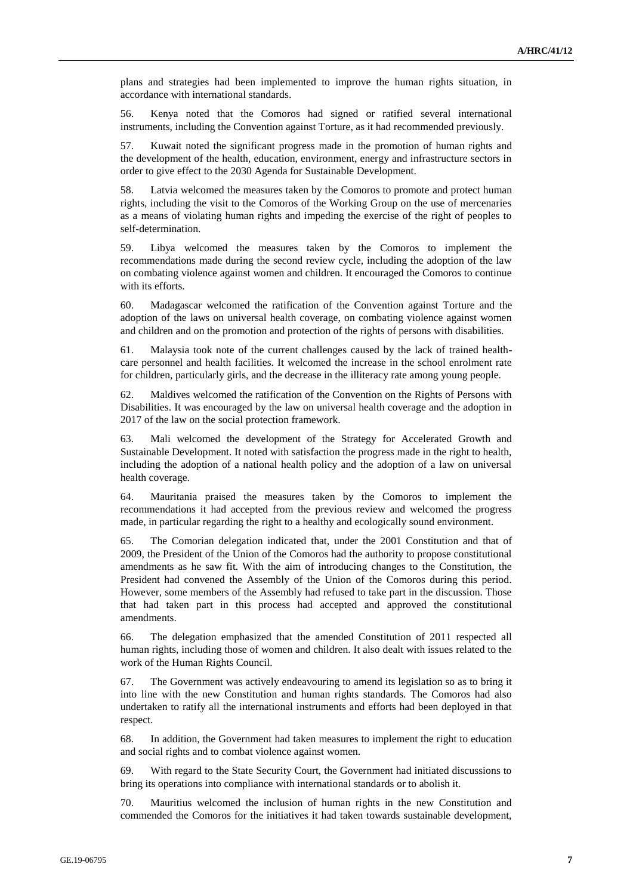plans and strategies had been implemented to improve the human rights situation, in accordance with international standards.

56. Kenya noted that the Comoros had signed or ratified several international instruments, including the Convention against Torture, as it had recommended previously.

57. Kuwait noted the significant progress made in the promotion of human rights and the development of the health, education, environment, energy and infrastructure sectors in order to give effect to the 2030 Agenda for Sustainable Development.

58. Latvia welcomed the measures taken by the Comoros to promote and protect human rights, including the visit to the Comoros of the Working Group on the use of mercenaries as a means of violating human rights and impeding the exercise of the right of peoples to self-determination.

59. Libya welcomed the measures taken by the Comoros to implement the recommendations made during the second review cycle, including the adoption of the law on combating violence against women and children. It encouraged the Comoros to continue with its efforts.

60. Madagascar welcomed the ratification of the Convention against Torture and the adoption of the laws on universal health coverage, on combating violence against women and children and on the promotion and protection of the rights of persons with disabilities.

61. Malaysia took note of the current challenges caused by the lack of trained health-care personnel and health facilities. It welcomed the increase in the school enrolment rate for children, particularly girls, and the decrease in the illiteracy rate among young people.

62. Maldives welcomed the ratification of the Convention on the Rights of Persons with Disabilities. It was encouraged by the law on universal health coverage and the adoption in 2017 of the law on the social protection framework.

63. Mali welcomed the development of the Strategy for Accelerated Growth and Sustainable Development. It noted with satisfaction the progress made in the right to health, including the adoption of a national health policy and the adoption of a law on universal health coverage.

64. Mauritania praised the measures taken by the Comoros to implement the recommendations it had accepted from the previous review and welcomed the progress made, in particular regarding the right to a healthy and ecologically sound environment.

65. The Comorian delegation indicated that, under the 2001 Constitution and that of 2009, the President of the Union of the Comoros had the authority to propose constitutional amendments as he saw fit. With the aim of introducing changes to the Constitution, the President had convened the Assembly of the Union of the Comoros during this period. However, some members of the Assembly had refused to take part in the discussion. Those that had taken part in this process had accepted and approved the constitutional amendments.

66. The delegation emphasized that the amended Constitution of 2011 respected all human rights, including those of women and children. It also dealt with issues related to the work of the Human Rights Council.

67. The Government was actively endeavouring to amend its legislation so as to bring it into line with the new Constitution and human rights standards. The Comoros had also undertaken to ratify all the international instruments and efforts had been deployed in that respect.

68. In addition, the Government had taken measures to implement the right to education and social rights and to combat violence against women.

69. With regard to the State Security Court, the Government had initiated discussions to bring its operations into compliance with international standards or to abolish it.

70. Mauritius welcomed the inclusion of human rights in the new Constitution and commended the Comoros for the initiatives it had taken towards sustainable development,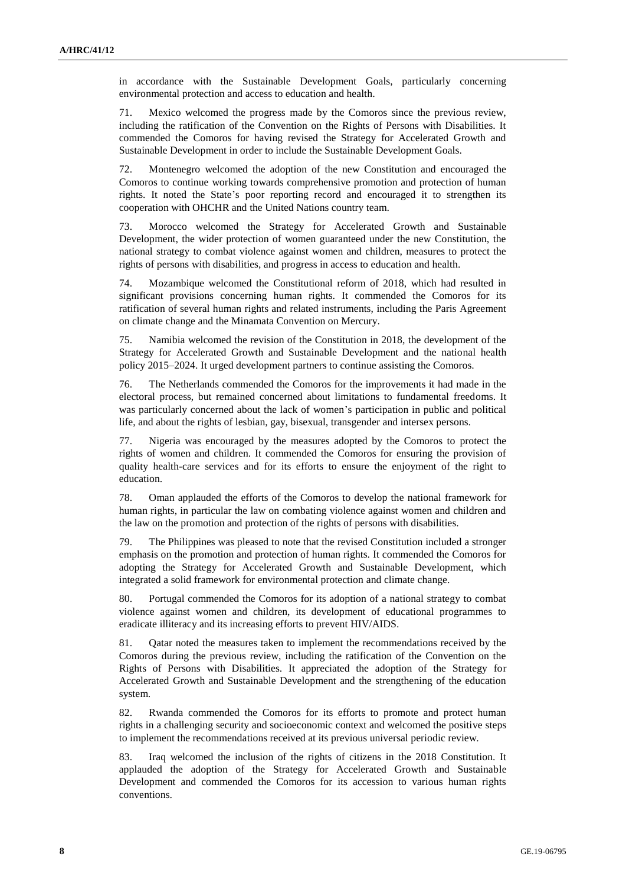in accordance with the Sustainable Development Goals, particularly concerning environmental protection and access to education and health.

71. Mexico welcomed the progress made by the Comoros since the previous review, including the ratification of the Convention on the Rights of Persons with Disabilities. It commended the Comoros for having revised the Strategy for Accelerated Growth and Sustainable Development in order to include the Sustainable Development Goals.

72. Montenegro welcomed the adoption of the new Constitution and encouraged the Comoros to continue working towards comprehensive promotion and protection of human rights. It noted the State's poor reporting record and encouraged it to strengthen its cooperation with OHCHR and the United Nations country team.

73. Morocco welcomed the Strategy for Accelerated Growth and Sustainable Development, the wider protection of women guaranteed under the new Constitution, the national strategy to combat violence against women and children, measures to protect the rights of persons with disabilities, and progress in access to education and health.

74. Mozambique welcomed the Constitutional reform of 2018, which had resulted in significant provisions concerning human rights. It commended the Comoros for its ratification of several human rights and related instruments, including the Paris Agreement on climate change and the Minamata Convention on Mercury.

75. Namibia welcomed the revision of the Constitution in 2018, the development of the Strategy for Accelerated Growth and Sustainable Development and the national health policy 2015–2024. It urged development partners to continue assisting the Comoros.

76. The Netherlands commended the Comoros for the improvements it had made in the electoral process, but remained concerned about limitations to fundamental freedoms. It was particularly concerned about the lack of women's participation in public and political life, and about the rights of lesbian, gay, bisexual, transgender and intersex persons.

77. Nigeria was encouraged by the measures adopted by the Comoros to protect the rights of women and children. It commended the Comoros for ensuring the provision of quality health-care services and for its efforts to ensure the enjoyment of the right to education.

78. Oman applauded the efforts of the Comoros to develop the national framework for human rights, in particular the law on combating violence against women and children and the law on the promotion and protection of the rights of persons with disabilities.

79. The Philippines was pleased to note that the revised Constitution included a stronger emphasis on the promotion and protection of human rights. It commended the Comoros for adopting the Strategy for Accelerated Growth and Sustainable Development, which integrated a solid framework for environmental protection and climate change.

80. Portugal commended the Comoros for its adoption of a national strategy to combat violence against women and children, its development of educational programmes to eradicate illiteracy and its increasing efforts to prevent HIV/AIDS.

81. Qatar noted the measures taken to implement the recommendations received by the Comoros during the previous review, including the ratification of the Convention on the Rights of Persons with Disabilities. It appreciated the adoption of the Strategy for Accelerated Growth and Sustainable Development and the strengthening of the education system.

82. Rwanda commended the Comoros for its efforts to promote and protect human rights in a challenging security and socioeconomic context and welcomed the positive steps to implement the recommendations received at its previous universal periodic review.

83. Iraq welcomed the inclusion of the rights of citizens in the 2018 Constitution. It applauded the adoption of the Strategy for Accelerated Growth and Sustainable Development and commended the Comoros for its accession to various human rights conventions.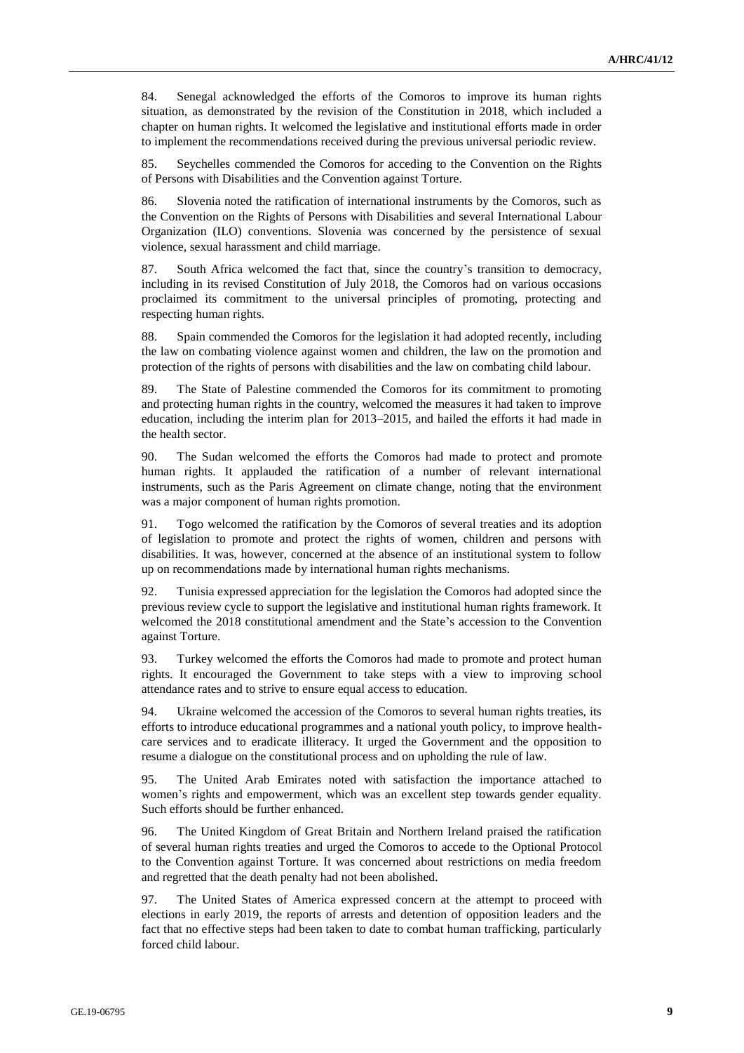84. Senegal acknowledged the efforts of the Comoros to improve its human rights situation, as demonstrated by the revision of the Constitution in 2018, which included a chapter on human rights. It welcomed the legislative and institutional efforts made in order to implement the recommendations received during the previous universal periodic review.

85. Seychelles commended the Comoros for acceding to the Convention on the Rights of Persons with Disabilities and the Convention against Torture.

86. Slovenia noted the ratification of international instruments by the Comoros, such as the Convention on the Rights of Persons with Disabilities and several International Labour Organization (ILO) conventions. Slovenia was concerned by the persistence of sexual violence, sexual harassment and child marriage.

87. South Africa welcomed the fact that, since the country's transition to democracy, including in its revised Constitution of July 2018, the Comoros had on various occasions proclaimed its commitment to the universal principles of promoting, protecting and respecting human rights.

88. Spain commended the Comoros for the legislation it had adopted recently, including the law on combating violence against women and children, the law on the promotion and protection of the rights of persons with disabilities and the law on combating child labour.

89. The State of Palestine commended the Comoros for its commitment to promoting and protecting human rights in the country, welcomed the measures it had taken to improve education, including the interim plan for 2013–2015, and hailed the efforts it had made in the health sector.

90. The Sudan welcomed the efforts the Comoros had made to protect and promote human rights. It applauded the ratification of a number of relevant international instruments, such as the Paris Agreement on climate change, noting that the environment was a major component of human rights promotion.

91. Togo welcomed the ratification by the Comoros of several treaties and its adoption of legislation to promote and protect the rights of women, children and persons with disabilities. It was, however, concerned at the absence of an institutional system to follow up on recommendations made by international human rights mechanisms.

92. Tunisia expressed appreciation for the legislation the Comoros had adopted since the previous review cycle to support the legislative and institutional human rights framework. It welcomed the 2018 constitutional amendment and the State's accession to the Convention against Torture.

93. Turkey welcomed the efforts the Comoros had made to promote and protect human rights. It encouraged the Government to take steps with a view to improving school attendance rates and to strive to ensure equal access to education.

94. Ukraine welcomed the accession of the Comoros to several human rights treaties, its efforts to introduce educational programmes and a national youth policy, to improve health-care services and to eradicate illiteracy. It urged the Government and the opposition to resume a dialogue on the constitutional process and on upholding the rule of law.

95. The United Arab Emirates noted with satisfaction the importance attached to women's rights and empowerment, which was an excellent step towards gender equality. Such efforts should be further enhanced.

96. The United Kingdom of Great Britain and Northern Ireland praised the ratification of several human rights treaties and urged the Comoros to accede to the Optional Protocol to the Convention against Torture. It was concerned about restrictions on media freedom and regretted that the death penalty had not been abolished.

97. The United States of America expressed concern at the attempt to proceed with elections in early 2019, the reports of arrests and detention of opposition leaders and the fact that no effective steps had been taken to date to combat human trafficking, particularly forced child labour.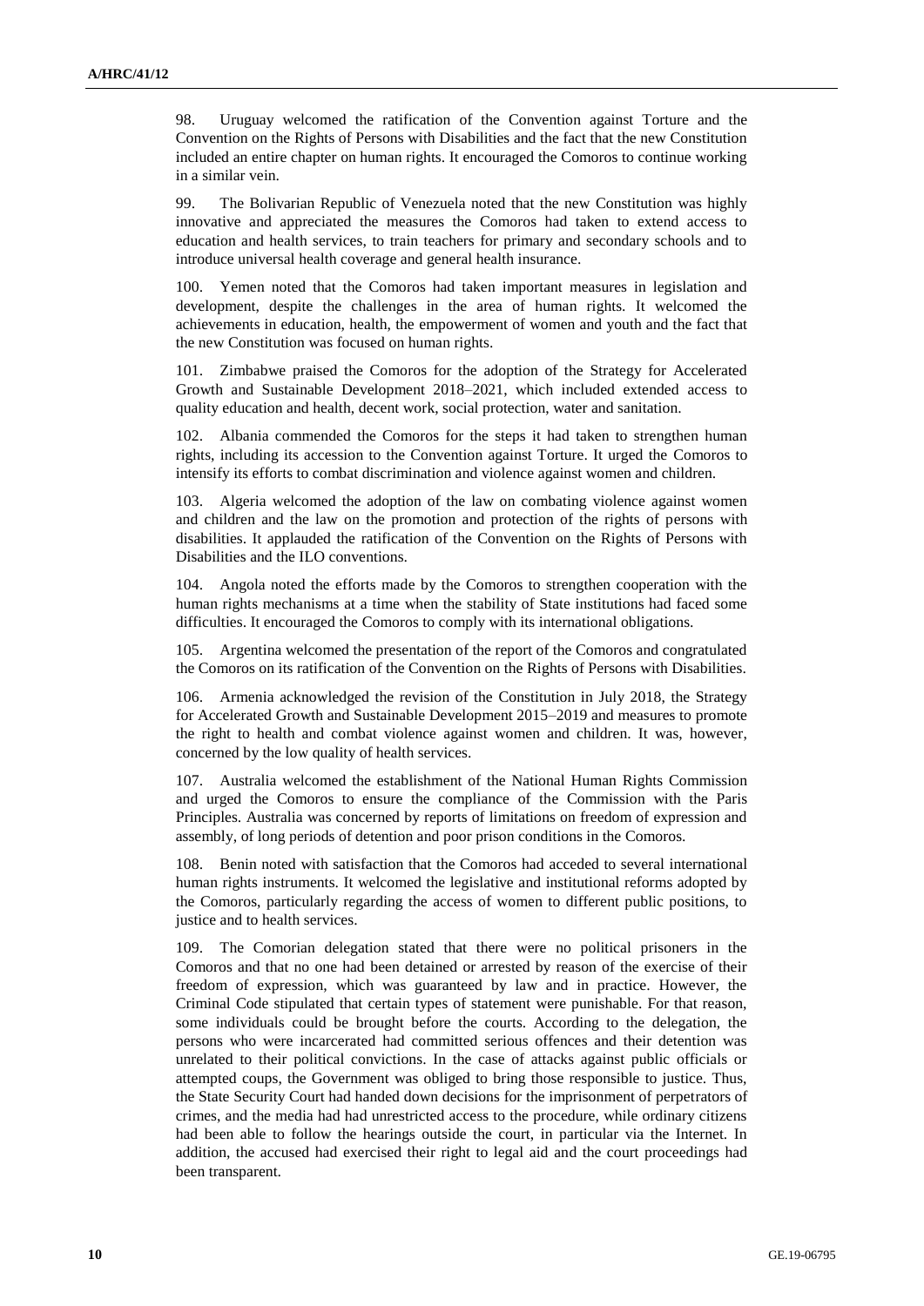98. Uruguay welcomed the ratification of the Convention against Torture and the Convention on the Rights of Persons with Disabilities and the fact that the new Constitution included an entire chapter on human rights. It encouraged the Comoros to continue working in a similar vein.

99. The Bolivarian Republic of Venezuela noted that the new Constitution was highly innovative and appreciated the measures the Comoros had taken to extend access to education and health services, to train teachers for primary and secondary schools and to introduce universal health coverage and general health insurance.

100. Yemen noted that the Comoros had taken important measures in legislation and development, despite the challenges in the area of human rights. It welcomed the achievements in education, health, the empowerment of women and youth and the fact that the new Constitution was focused on human rights.

101. Zimbabwe praised the Comoros for the adoption of the Strategy for Accelerated Growth and Sustainable Development 2018–2021, which included extended access to quality education and health, decent work, social protection, water and sanitation.

102. Albania commended the Comoros for the steps it had taken to strengthen human rights, including its accession to the Convention against Torture. It urged the Comoros to intensify its efforts to combat discrimination and violence against women and children.

103. Algeria welcomed the adoption of the law on combating violence against women and children and the law on the promotion and protection of the rights of persons with disabilities. It applauded the ratification of the Convention on the Rights of Persons with Disabilities and the ILO conventions.

104. Angola noted the efforts made by the Comoros to strengthen cooperation with the human rights mechanisms at a time when the stability of State institutions had faced some difficulties. It encouraged the Comoros to comply with its international obligations.

105. Argentina welcomed the presentation of the report of the Comoros and congratulated the Comoros on its ratification of the Convention on the Rights of Persons with Disabilities.

106. Armenia acknowledged the revision of the Constitution in July 2018, the Strategy for Accelerated Growth and Sustainable Development 2015–2019 and measures to promote the right to health and combat violence against women and children. It was, however, concerned by the low quality of health services.

107. Australia welcomed the establishment of the National Human Rights Commission and urged the Comoros to ensure the compliance of the Commission with the Paris Principles. Australia was concerned by reports of limitations on freedom of expression and assembly, of long periods of detention and poor prison conditions in the Comoros.

108. Benin noted with satisfaction that the Comoros had acceded to several international human rights instruments. It welcomed the legislative and institutional reforms adopted by the Comoros, particularly regarding the access of women to different public positions, to justice and to health services.

109. The Comorian delegation stated that there were no political prisoners in the Comoros and that no one had been detained or arrested by reason of the exercise of their freedom of expression, which was guaranteed by law and in practice. However, the Criminal Code stipulated that certain types of statement were punishable. For that reason, some individuals could be brought before the courts. According to the delegation, the persons who were incarcerated had committed serious offences and their detention was unrelated to their political convictions. In the case of attacks against public officials or attempted coups, the Government was obliged to bring those responsible to justice. Thus, the State Security Court had handed down decisions for the imprisonment of perpetrators of crimes, and the media had had unrestricted access to the procedure, while ordinary citizens had been able to follow the hearings outside the court, in particular via the Internet. In addition, the accused had exercised their right to legal aid and the court proceedings had been transparent.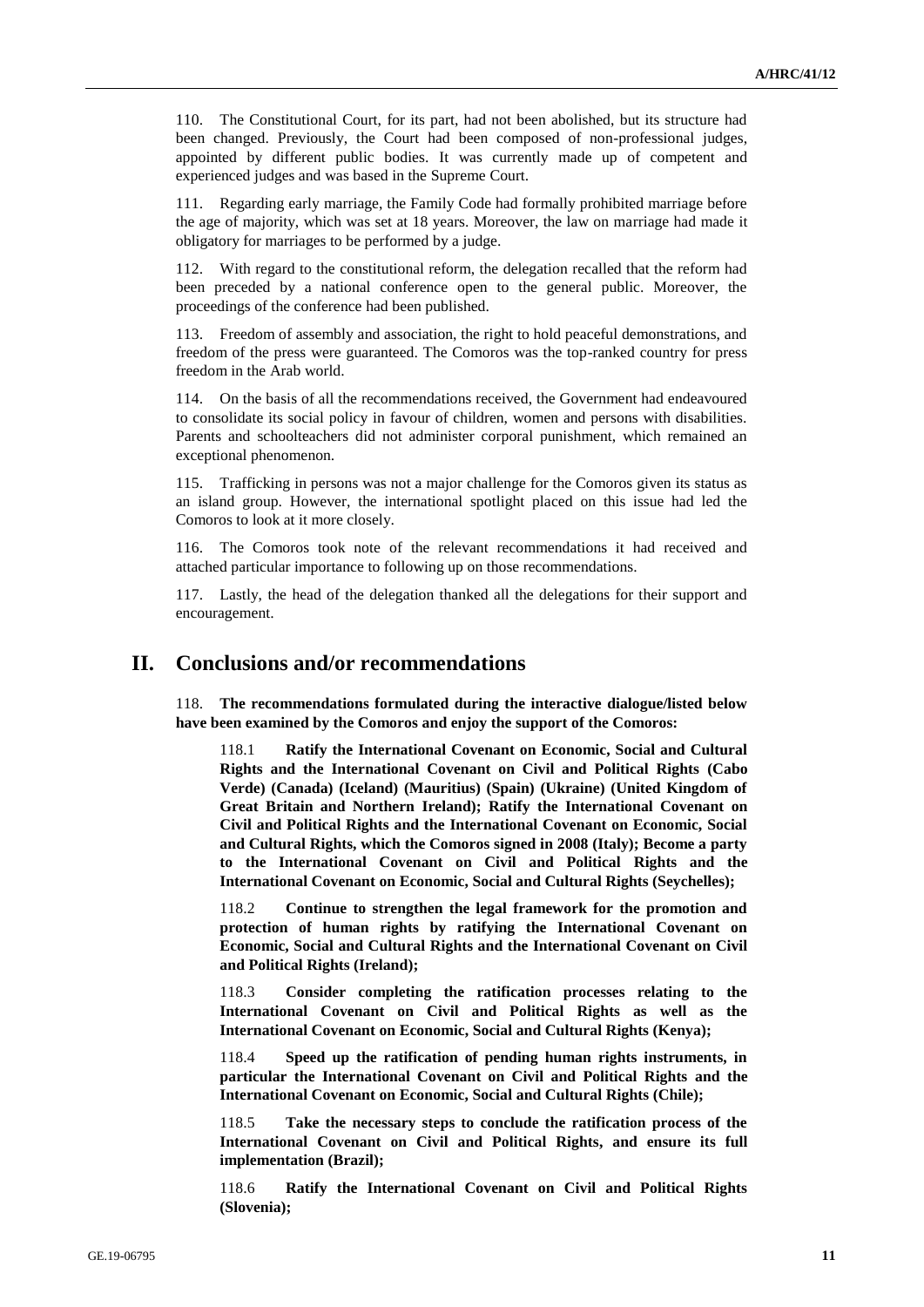110. The Constitutional Court, for its part, had not been abolished, but its structure had been changed. Previously, the Court had been composed of non-professional judges, appointed by different public bodies. It was currently made up of competent and experienced judges and was based in the Supreme Court.

111. Regarding early marriage, the Family Code had formally prohibited marriage before the age of majority, which was set at 18 years. Moreover, the law on marriage had made it obligatory for marriages to be performed by a judge.

112. With regard to the constitutional reform, the delegation recalled that the reform had been preceded by a national conference open to the general public. Moreover, the proceedings of the conference had been published.

113. Freedom of assembly and association, the right to hold peaceful demonstrations, and freedom of the press were guaranteed. The Comoros was the top-ranked country for press freedom in the Arab world.

114. On the basis of all the recommendations received, the Government had endeavoured to consolidate its social policy in favour of children, women and persons with disabilities. Parents and schoolteachers did not administer corporal punishment, which remained an exceptional phenomenon.

115. Trafficking in persons was not a major challenge for the Comoros given its status as an island group. However, the international spotlight placed on this issue had led the Comoros to look at it more closely.

116. The Comoros took note of the relevant recommendations it had received and attached particular importance to following up on those recommendations.

117. Lastly, the head of the delegation thanked all the delegations for their support and encouragement.

# II. Conclusions and/or recommendations

118. **The recommendations formulated during the interactive dialogue/listed below have been examined by the Comoros and enjoy the support of the Comoros:**

118.1 **Ratify the International Covenant on Economic, Social and Cultural Rights and the International Covenant on Civil and Political Rights (Cabo Verde) (Canada) (Iceland) (Mauritius) (Spain) (Ukraine) (United Kingdom of Great Britain and Northern Ireland); Ratify the International Covenant on Civil and Political Rights and the International Covenant on Economic, Social and Cultural Rights, which the Comoros signed in 2008 (Italy); Become a party to the International Covenant on Civil and Political Rights and the International Covenant on Economic, Social and Cultural Rights (Seychelles);**

118.2 **Continue to strengthen the legal framework for the promotion and protection of human rights by ratifying the International Covenant on Economic, Social and Cultural Rights and the International Covenant on Civil and Political Rights (Ireland);**

118.3 **Consider completing the ratification processes relating to the International Covenant on Civil and Political Rights as well as the International Covenant on Economic, Social and Cultural Rights (Kenya);**

118.4 **Speed up the ratification of pending human rights instruments, in particular the International Covenant on Civil and Political Rights and the International Covenant on Economic, Social and Cultural Rights (Chile);**

118.5 **Take the necessary steps to conclude the ratification process of the International Covenant on Civil and Political Rights, and ensure its full implementation (Brazil);**

118.6 **Ratify the International Covenant on Civil and Political Rights (Slovenia);**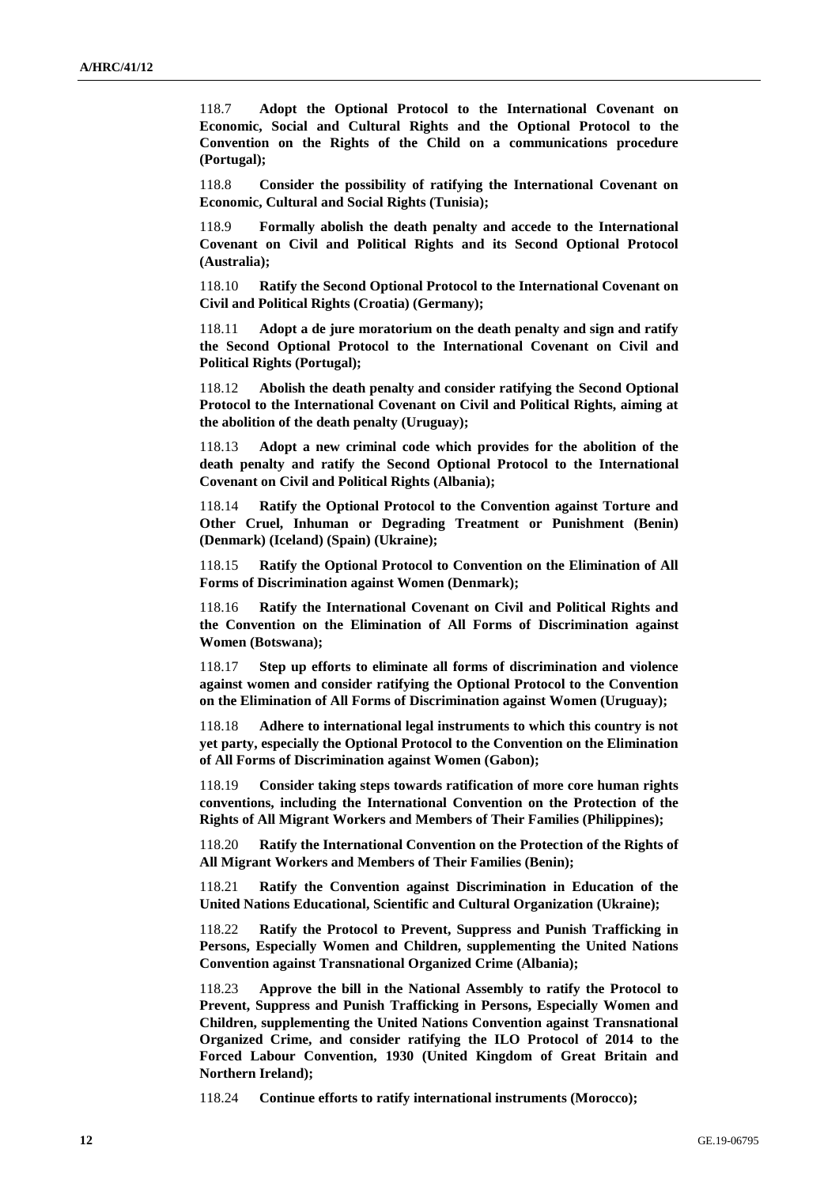118.7 **Adopt the Optional Protocol to the International Covenant on Economic, Social and Cultural Rights and the Optional Protocol to the Convention on the Rights of the Child on a communications procedure (Portugal);**

118.8 **Consider the possibility of ratifying the International Covenant on Economic, Cultural and Social Rights (Tunisia);**

118.9 **Formally abolish the death penalty and accede to the International Covenant on Civil and Political Rights and its Second Optional Protocol (Australia);**

118.10 **Ratify the Second Optional Protocol to the International Covenant on Civil and Political Rights (Croatia) (Germany);**

118.11 **Adopt a de jure moratorium on the death penalty and sign and ratify the Second Optional Protocol to the International Covenant on Civil and Political Rights (Portugal);**

118.12 **Abolish the death penalty and consider ratifying the Second Optional Protocol to the International Covenant on Civil and Political Rights, aiming at the abolition of the death penalty (Uruguay);**

118.13 **Adopt a new criminal code which provides for the abolition of the death penalty and ratify the Second Optional Protocol to the International Covenant on Civil and Political Rights (Albania);**

118.14 **Ratify the Optional Protocol to the Convention against Torture and Other Cruel, Inhuman or Degrading Treatment or Punishment (Benin) (Denmark) (Iceland) (Spain) (Ukraine);**

118.15 **Ratify the Optional Protocol to Convention on the Elimination of All Forms of Discrimination against Women (Denmark);**

118.16 **Ratify the International Covenant on Civil and Political Rights and the Convention on the Elimination of All Forms of Discrimination against Women (Botswana);**

118.17 **Step up efforts to eliminate all forms of discrimination and violence against women and consider ratifying the Optional Protocol to the Convention on the Elimination of All Forms of Discrimination against Women (Uruguay);**

118.18 **Adhere to international legal instruments to which this country is not yet party, especially the Optional Protocol to the Convention on the Elimination of All Forms of Discrimination against Women (Gabon);**

118.19 **Consider taking steps towards ratification of more core human rights conventions, including the International Convention on the Protection of the Rights of All Migrant Workers and Members of Their Families (Philippines);**

118.20 **Ratify the International Convention on the Protection of the Rights of All Migrant Workers and Members of Their Families (Benin);**

118.21 **Ratify the Convention against Discrimination in Education of the United Nations Educational, Scientific and Cultural Organization (Ukraine);**

118.22 **Ratify the Protocol to Prevent, Suppress and Punish Trafficking in Persons, Especially Women and Children, supplementing the United Nations Convention against Transnational Organized Crime (Albania);**

118.23 **Approve the bill in the National Assembly to ratify the Protocol to Prevent, Suppress and Punish Trafficking in Persons, Especially Women and Children, supplementing the United Nations Convention against Transnational Organized Crime, and consider ratifying the ILO Protocol of 2014 to the Forced Labour Convention, 1930 (United Kingdom of Great Britain and Northern Ireland);**

118.24 **Continue efforts to ratify international instruments (Morocco);**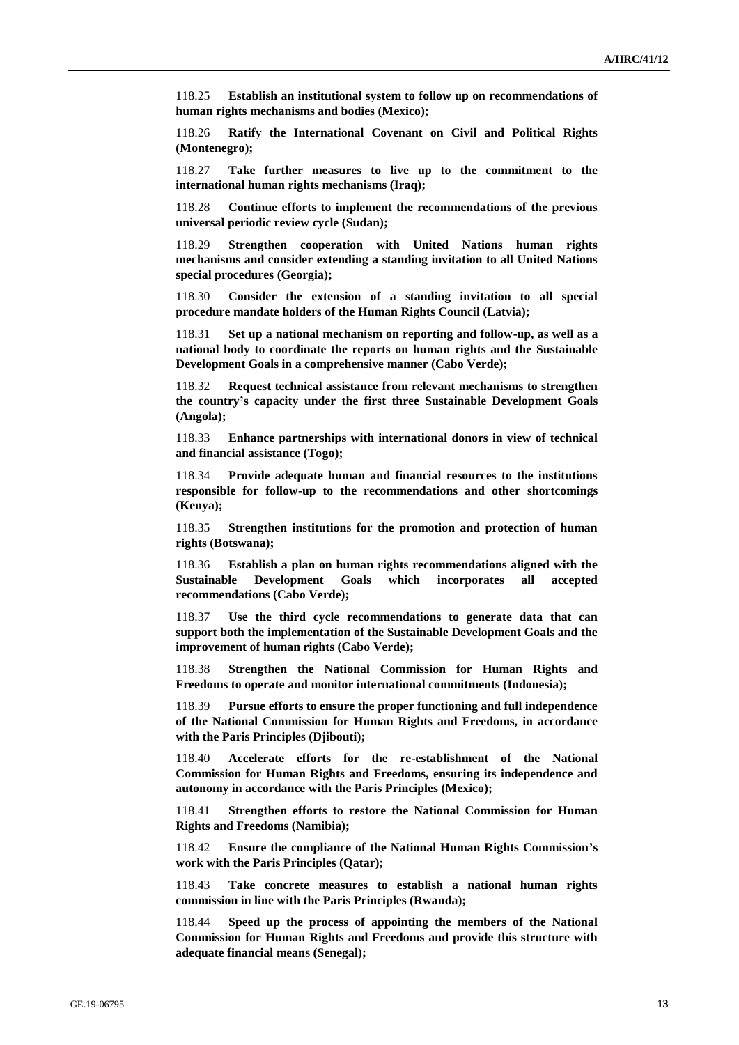118.25 **Establish an institutional system to follow up on recommendations of human rights mechanisms and bodies (Mexico);**

118.26 **Ratify the International Covenant on Civil and Political Rights (Montenegro);**

118.27 **Take further measures to live up to the commitment to the international human rights mechanisms (Iraq);**

118.28 **Continue efforts to implement the recommendations of the previous universal periodic review cycle (Sudan);**

118.29 **Strengthen cooperation with United Nations human rights mechanisms and consider extending a standing invitation to all United Nations special procedures (Georgia);**

118.30 **Consider the extension of a standing invitation to all special procedure mandate holders of the Human Rights Council (Latvia);**

118.31 **Set up a national mechanism on reporting and follow-up, as well as a national body to coordinate the reports on human rights and the Sustainable Development Goals in a comprehensive manner (Cabo Verde);**

118.32 **Request technical assistance from relevant mechanisms to strengthen the country's capacity under the first three Sustainable Development Goals (Angola);**

118.33 **Enhance partnerships with international donors in view of technical and financial assistance (Togo);**

118.34 **Provide adequate human and financial resources to the institutions responsible for follow-up to the recommendations and other shortcomings (Kenya);**

118.35 **Strengthen institutions for the promotion and protection of human rights (Botswana);**

118.36 **Establish a plan on human rights recommendations aligned with the Sustainable Development Goals which incorporates all accepted recommendations (Cabo Verde);**

118.37 **Use the third cycle recommendations to generate data that can support both the implementation of the Sustainable Development Goals and the improvement of human rights (Cabo Verde);**

118.38 **Strengthen the National Commission for Human Rights and Freedoms to operate and monitor international commitments (Indonesia);**

118.39 **Pursue efforts to ensure the proper functioning and full independence of the National Commission for Human Rights and Freedoms, in accordance with the Paris Principles (Djibouti);**

118.40 **Accelerate efforts for the re-establishment of the National Commission for Human Rights and Freedoms, ensuring its independence and autonomy in accordance with the Paris Principles (Mexico);**

118.41 **Strengthen efforts to restore the National Commission for Human Rights and Freedoms (Namibia);**

118.42 **Ensure the compliance of the National Human Rights Commission's work with the Paris Principles (Qatar);**

118.43 **Take concrete measures to establish a national human rights commission in line with the Paris Principles (Rwanda);**

118.44 **Speed up the process of appointing the members of the National Commission for Human Rights and Freedoms and provide this structure with adequate financial means (Senegal);**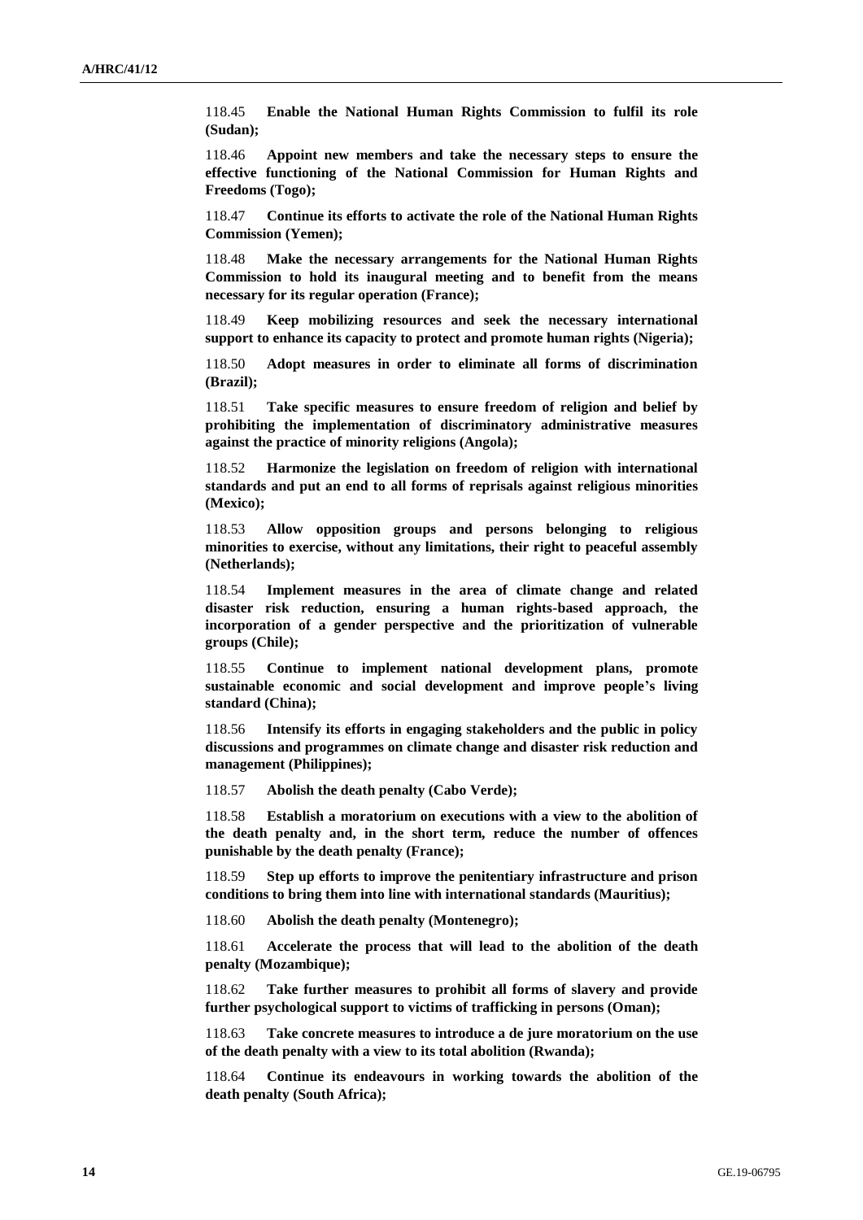118.45 **Enable the National Human Rights Commission to fulfil its role (Sudan);**

118.46 **Appoint new members and take the necessary steps to ensure the effective functioning of the National Commission for Human Rights and Freedoms (Togo);**

118.47 **Continue its efforts to activate the role of the National Human Rights Commission (Yemen);**

118.48 **Make the necessary arrangements for the National Human Rights Commission to hold its inaugural meeting and to benefit from the means necessary for its regular operation (France);**

118.49 **Keep mobilizing resources and seek the necessary international support to enhance its capacity to protect and promote human rights (Nigeria);**

118.50 **Adopt measures in order to eliminate all forms of discrimination (Brazil);**

118.51 **Take specific measures to ensure freedom of religion and belief by prohibiting the implementation of discriminatory administrative measures against the practice of minority religions (Angola);**

118.52 **Harmonize the legislation on freedom of religion with international standards and put an end to all forms of reprisals against religious minorities (Mexico);**

118.53 **Allow opposition groups and persons belonging to religious minorities to exercise, without any limitations, their right to peaceful assembly (Netherlands);**

118.54 **Implement measures in the area of climate change and related disaster risk reduction, ensuring a human rights-based approach, the incorporation of a gender perspective and the prioritization of vulnerable groups (Chile);**

118.55 **Continue to implement national development plans, promote sustainable economic and social development and improve people's living standard (China);**

118.56 **Intensify its efforts in engaging stakeholders and the public in policy discussions and programmes on climate change and disaster risk reduction and management (Philippines);**

118.57 **Abolish the death penalty (Cabo Verde);**

118.58 **Establish a moratorium on executions with a view to the abolition of the death penalty and, in the short term, reduce the number of offences punishable by the death penalty (France);**

118.59 **Step up efforts to improve the penitentiary infrastructure and prison conditions to bring them into line with international standards (Mauritius);**

118.60 **Abolish the death penalty (Montenegro);**

118.61 **Accelerate the process that will lead to the abolition of the death penalty (Mozambique);**

118.62 **Take further measures to prohibit all forms of slavery and provide further psychological support to victims of trafficking in persons (Oman);**

118.63 **Take concrete measures to introduce a de jure moratorium on the use of the death penalty with a view to its total abolition (Rwanda);**

118.64 **Continue its endeavours in working towards the abolition of the death penalty (South Africa);**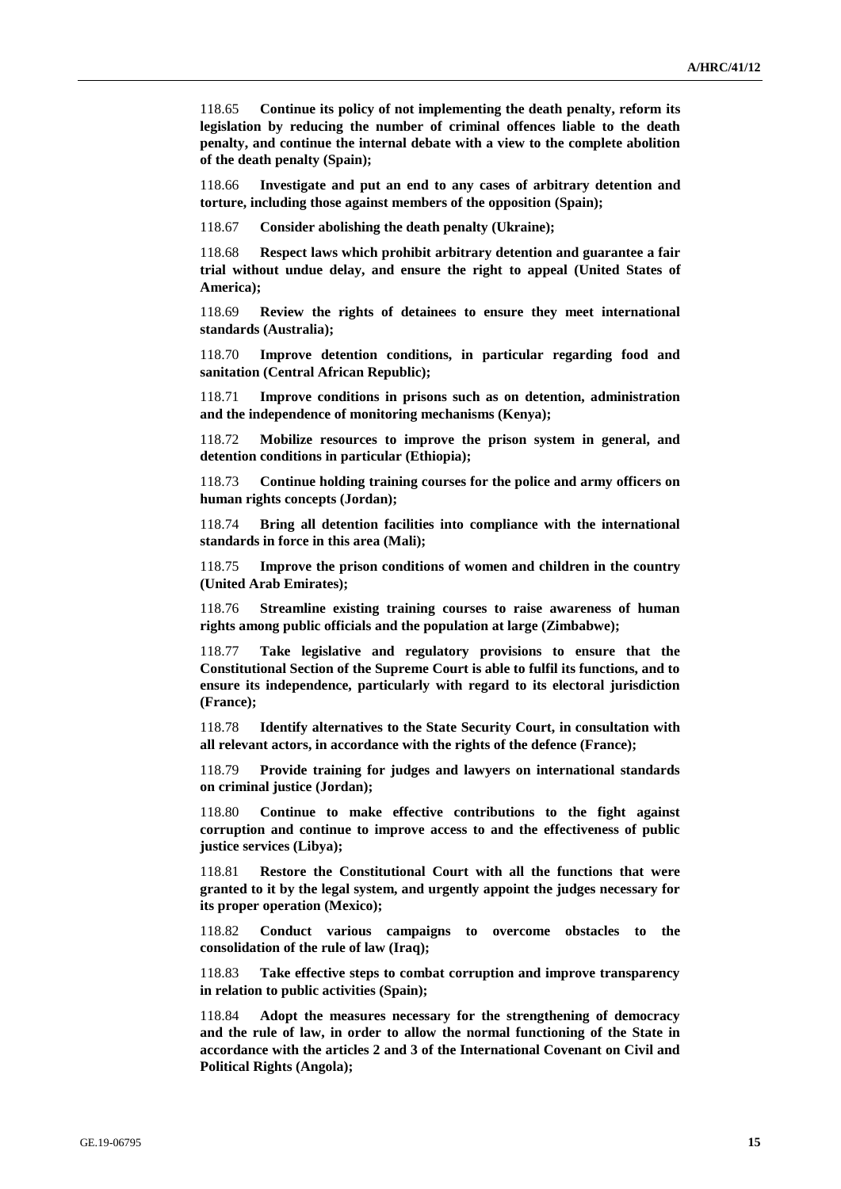118.65 **Continue its policy of not implementing the death penalty, reform its legislation by reducing the number of criminal offences liable to the death penalty, and continue the internal debate with a view to the complete abolition of the death penalty (Spain);**

118.66 **Investigate and put an end to any cases of arbitrary detention and torture, including those against members of the opposition (Spain);**

118.67 **Consider abolishing the death penalty (Ukraine);**

118.68 **Respect laws which prohibit arbitrary detention and guarantee a fair trial without undue delay, and ensure the right to appeal (United States of America);**

118.69 **Review the rights of detainees to ensure they meet international standards (Australia);**

118.70 **Improve detention conditions, in particular regarding food and sanitation (Central African Republic);**

118.71 **Improve conditions in prisons such as on detention, administration and the independence of monitoring mechanisms (Kenya);**

118.72 **Mobilize resources to improve the prison system in general, and detention conditions in particular (Ethiopia);**

118.73 **Continue holding training courses for the police and army officers on human rights concepts (Jordan);**

118.74 **Bring all detention facilities into compliance with the international standards in force in this area (Mali);**

118.75 **Improve the prison conditions of women and children in the country (United Arab Emirates);**

118.76 **Streamline existing training courses to raise awareness of human rights among public officials and the population at large (Zimbabwe);**

118.77 **Take legislative and regulatory provisions to ensure that the Constitutional Section of the Supreme Court is able to fulfil its functions, and to ensure its independence, particularly with regard to its electoral jurisdiction (France);**

118.78 **Identify alternatives to the State Security Court, in consultation with all relevant actors, in accordance with the rights of the defence (France);**

118.79 **Provide training for judges and lawyers on international standards on criminal justice (Jordan);**

118.80 **Continue to make effective contributions to the fight against corruption and continue to improve access to and the effectiveness of public justice services (Libya);**

118.81 **Restore the Constitutional Court with all the functions that were granted to it by the legal system, and urgently appoint the judges necessary for its proper operation (Mexico);**

118.82 **Conduct various campaigns to overcome obstacles to the consolidation of the rule of law (Iraq);**

118.83 **Take effective steps to combat corruption and improve transparency in relation to public activities (Spain);**

118.84 **Adopt the measures necessary for the strengthening of democracy and the rule of law, in order to allow the normal functioning of the State in accordance with the articles 2 and 3 of the International Covenant on Civil and Political Rights (Angola);**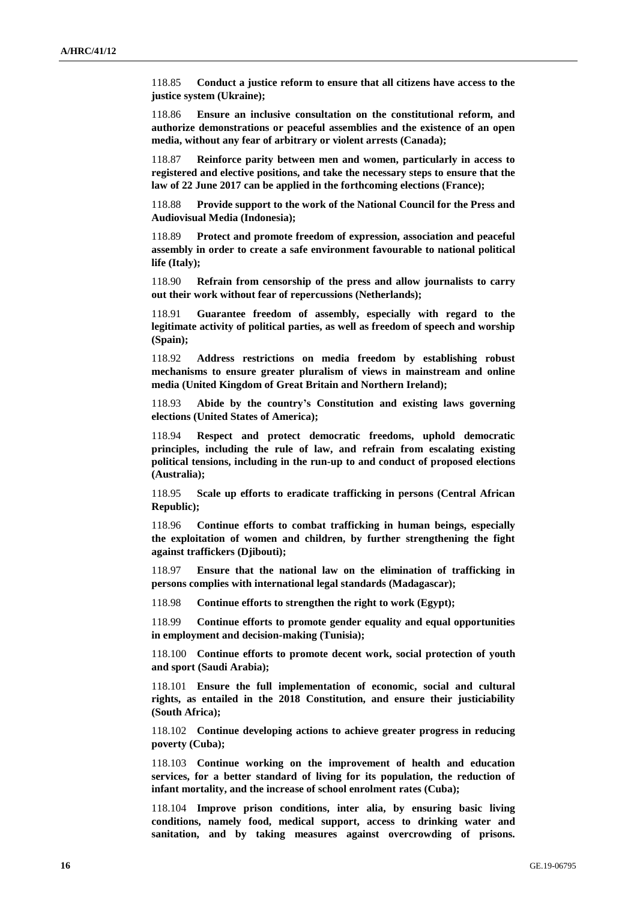118.85 **Conduct a justice reform to ensure that all citizens have access to the justice system (Ukraine);**

118.86 **Ensure an inclusive consultation on the constitutional reform, and authorize demonstrations or peaceful assemblies and the existence of an open media, without any fear of arbitrary or violent arrests (Canada);**

118.87 **Reinforce parity between men and women, particularly in access to registered and elective positions, and take the necessary steps to ensure that the law of 22 June 2017 can be applied in the forthcoming elections (France);**

118.88 **Provide support to the work of the National Council for the Press and Audiovisual Media (Indonesia);**

118.89 **Protect and promote freedom of expression, association and peaceful assembly in order to create a safe environment favourable to national political life (Italy);**

118.90 **Refrain from censorship of the press and allow journalists to carry out their work without fear of repercussions (Netherlands);**

118.91 **Guarantee freedom of assembly, especially with regard to the legitimate activity of political parties, as well as freedom of speech and worship (Spain);**

118.92 **Address restrictions on media freedom by establishing robust mechanisms to ensure greater pluralism of views in mainstream and online media (United Kingdom of Great Britain and Northern Ireland);**

118.93 **Abide by the country's Constitution and existing laws governing elections (United States of America);**

118.94 **Respect and protect democratic freedoms, uphold democratic principles, including the rule of law, and refrain from escalating existing political tensions, including in the run-up to and conduct of proposed elections (Australia);**

118.95 **Scale up efforts to eradicate trafficking in persons (Central African Republic);**

118.96 **Continue efforts to combat trafficking in human beings, especially the exploitation of women and children, by further strengthening the fight against traffickers (Djibouti);**

118.97 **Ensure that the national law on the elimination of trafficking in persons complies with international legal standards (Madagascar);**

118.98 **Continue efforts to strengthen the right to work (Egypt);**

118.99 **Continue efforts to promote gender equality and equal opportunities in employment and decision-making (Tunisia);**

118.100 **Continue efforts to promote decent work, social protection of youth and sport (Saudi Arabia);**

118.101 **Ensure the full implementation of economic, social and cultural rights, as entailed in the 2018 Constitution, and ensure their justiciability (South Africa);**

118.102 **Continue developing actions to achieve greater progress in reducing poverty (Cuba);**

118.103 **Continue working on the improvement of health and education services, for a better standard of living for its population, the reduction of infant mortality, and the increase of school enrolment rates (Cuba);**

118.104 **Improve prison conditions, inter alia, by ensuring basic living conditions, namely food, medical support, access to drinking water and sanitation, and by taking measures against overcrowding of prisons.**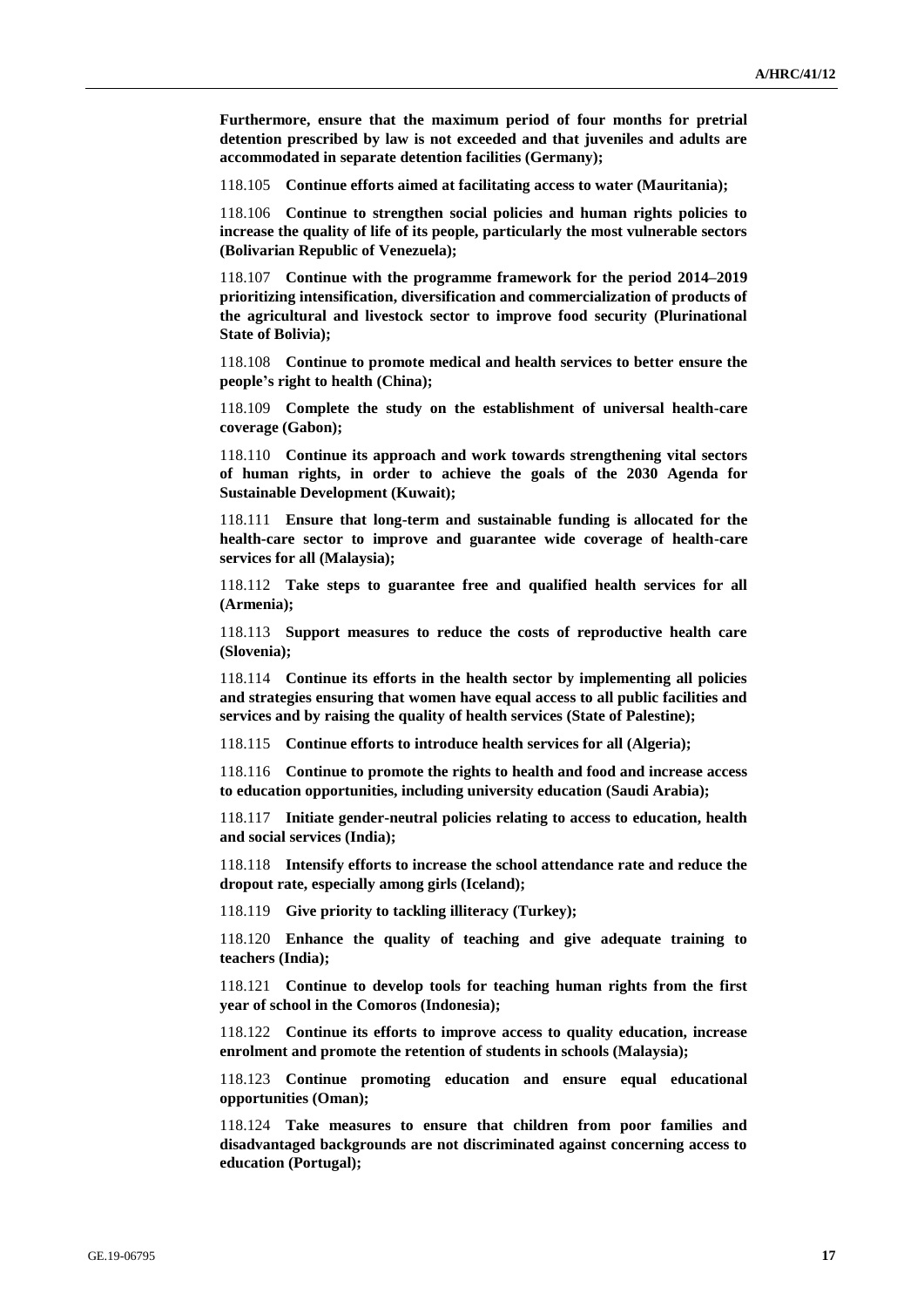**Furthermore, ensure that the maximum period of four months for pretrial detention prescribed by law is not exceeded and that juveniles and adults are accommodated in separate detention facilities (Germany);**

118.105 **Continue efforts aimed at facilitating access to water (Mauritania);**

118.106 **Continue to strengthen social policies and human rights policies to increase the quality of life of its people, particularly the most vulnerable sectors (Bolivarian Republic of Venezuela);**

118.107 **Continue with the programme framework for the period 2014–2019 prioritizing intensification, diversification and commercialization of products of the agricultural and livestock sector to improve food security (Plurinational State of Bolivia);**

118.108 **Continue to promote medical and health services to better ensure the people's right to health (China);**

118.109 **Complete the study on the establishment of universal health-care coverage (Gabon);**

118.110 **Continue its approach and work towards strengthening vital sectors of human rights, in order to achieve the goals of the 2030 Agenda for Sustainable Development (Kuwait);**

118.111 **Ensure that long-term and sustainable funding is allocated for the health-care sector to improve and guarantee wide coverage of health-care services for all (Malaysia);**

118.112 **Take steps to guarantee free and qualified health services for all (Armenia);**

118.113 **Support measures to reduce the costs of reproductive health care (Slovenia);**

118.114 **Continue its efforts in the health sector by implementing all policies and strategies ensuring that women have equal access to all public facilities and services and by raising the quality of health services (State of Palestine);**

118.115 **Continue efforts to introduce health services for all (Algeria);**

118.116 **Continue to promote the rights to health and food and increase access to education opportunities, including university education (Saudi Arabia);**

118.117 **Initiate gender-neutral policies relating to access to education, health and social services (India);**

118.118 **Intensify efforts to increase the school attendance rate and reduce the dropout rate, especially among girls (Iceland);**

118.119 **Give priority to tackling illiteracy (Turkey);**

118.120 **Enhance the quality of teaching and give adequate training to teachers (India);**

118.121 **Continue to develop tools for teaching human rights from the first year of school in the Comoros (Indonesia);**

118.122 **Continue its efforts to improve access to quality education, increase enrolment and promote the retention of students in schools (Malaysia);**

118.123 **Continue promoting education and ensure equal educational opportunities (Oman);**

118.124 **Take measures to ensure that children from poor families and disadvantaged backgrounds are not discriminated against concerning access to education (Portugal);**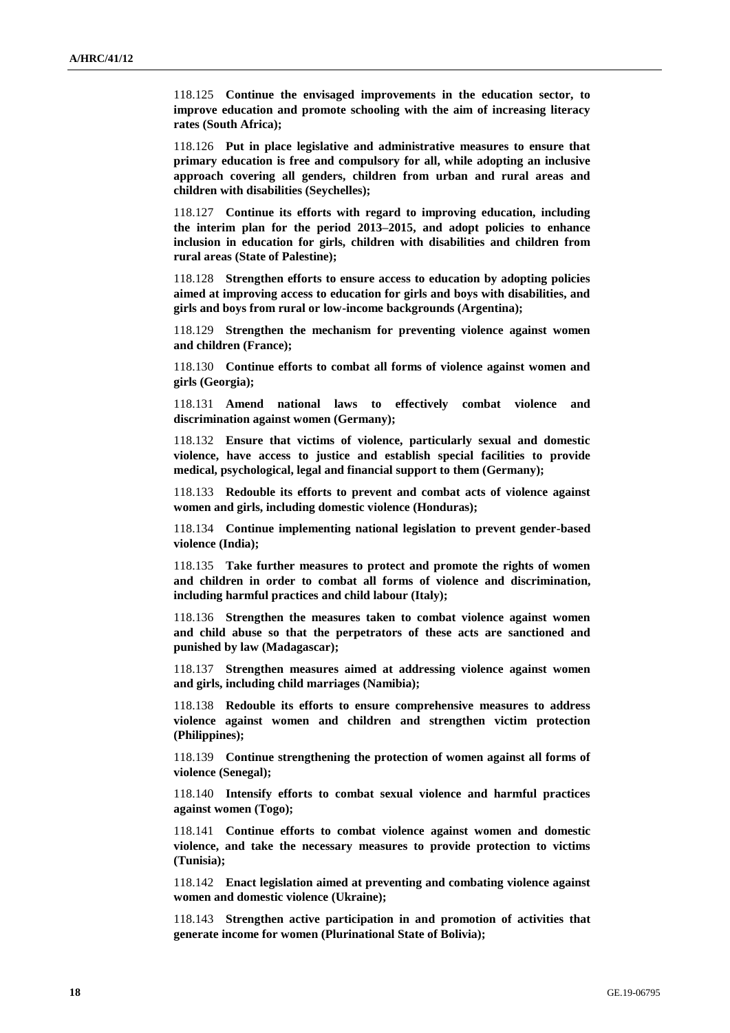118.125 **Continue the envisaged improvements in the education sector, to improve education and promote schooling with the aim of increasing literacy rates (South Africa);**

118.126 **Put in place legislative and administrative measures to ensure that primary education is free and compulsory for all, while adopting an inclusive approach covering all genders, children from urban and rural areas and children with disabilities (Seychelles);**

118.127 **Continue its efforts with regard to improving education, including the interim plan for the period 2013–2015, and adopt policies to enhance inclusion in education for girls, children with disabilities and children from rural areas (State of Palestine);**

118.128 **Strengthen efforts to ensure access to education by adopting policies aimed at improving access to education for girls and boys with disabilities, and girls and boys from rural or low-income backgrounds (Argentina);**

118.129 **Strengthen the mechanism for preventing violence against women and children (France);**

118.130 **Continue efforts to combat all forms of violence against women and girls (Georgia);**

118.131 **Amend national laws to effectively combat violence and discrimination against women (Germany);**

118.132 **Ensure that victims of violence, particularly sexual and domestic violence, have access to justice and establish special facilities to provide medical, psychological, legal and financial support to them (Germany);**

118.133 **Redouble its efforts to prevent and combat acts of violence against women and girls, including domestic violence (Honduras);**

118.134 **Continue implementing national legislation to prevent gender-based violence (India);**

118.135 **Take further measures to protect and promote the rights of women and children in order to combat all forms of violence and discrimination, including harmful practices and child labour (Italy);**

118.136 **Strengthen the measures taken to combat violence against women and child abuse so that the perpetrators of these acts are sanctioned and punished by law (Madagascar);**

118.137 **Strengthen measures aimed at addressing violence against women and girls, including child marriages (Namibia);**

118.138 **Redouble its efforts to ensure comprehensive measures to address violence against women and children and strengthen victim protection (Philippines);**

118.139 **Continue strengthening the protection of women against all forms of violence (Senegal);**

118.140 **Intensify efforts to combat sexual violence and harmful practices against women (Togo);**

118.141 **Continue efforts to combat violence against women and domestic violence, and take the necessary measures to provide protection to victims (Tunisia);**

118.142 **Enact legislation aimed at preventing and combating violence against women and domestic violence (Ukraine);**

118.143 **Strengthen active participation in and promotion of activities that generate income for women (Plurinational State of Bolivia);**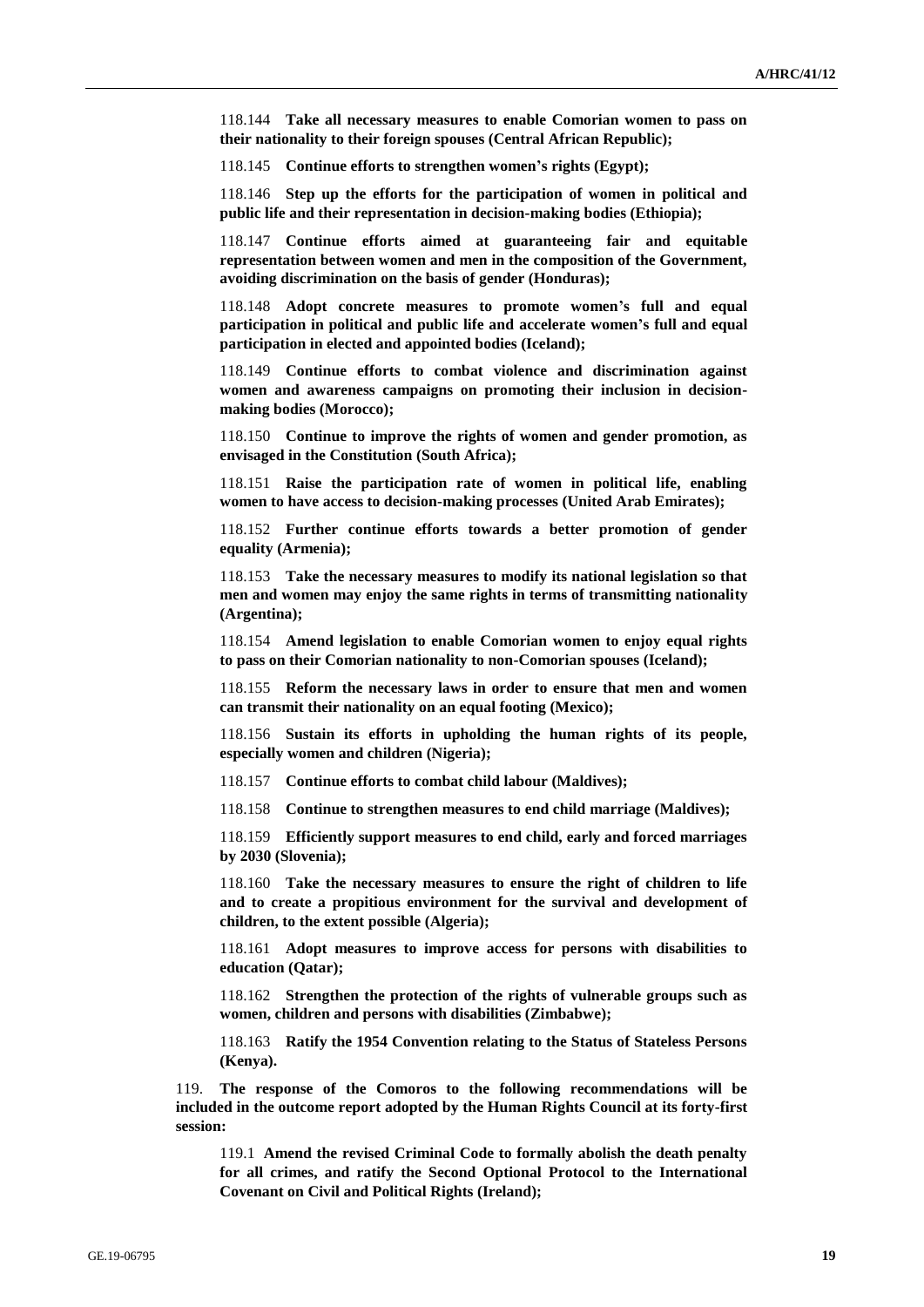118.144 **Take all necessary measures to enable Comorian women to pass on their nationality to their foreign spouses (Central African Republic);**

118.145 **Continue efforts to strengthen women's rights (Egypt);**

118.146 **Step up the efforts for the participation of women in political and public life and their representation in decision-making bodies (Ethiopia);**

118.147 **Continue efforts aimed at guaranteeing fair and equitable representation between women and men in the composition of the Government, avoiding discrimination on the basis of gender (Honduras);**

118.148 **Adopt concrete measures to promote women's full and equal participation in political and public life and accelerate women's full and equal participation in elected and appointed bodies (Iceland);**

118.149 **Continue efforts to combat violence and discrimination against women and awareness campaigns on promoting their inclusion in decision-making bodies (Morocco);**

118.150 **Continue to improve the rights of women and gender promotion, as envisaged in the Constitution (South Africa);**

118.151 **Raise the participation rate of women in political life, enabling women to have access to decision-making processes (United Arab Emirates);**

118.152 **Further continue efforts towards a better promotion of gender equality (Armenia);**

118.153 **Take the necessary measures to modify its national legislation so that men and women may enjoy the same rights in terms of transmitting nationality (Argentina);**

118.154 **Amend legislation to enable Comorian women to enjoy equal rights to pass on their Comorian nationality to non-Comorian spouses (Iceland);**

118.155 **Reform the necessary laws in order to ensure that men and women can transmit their nationality on an equal footing (Mexico);**

118.156 **Sustain its efforts in upholding the human rights of its people, especially women and children (Nigeria);**

118.157 **Continue efforts to combat child labour (Maldives);**

118.158 **Continue to strengthen measures to end child marriage (Maldives);**

118.159 **Efficiently support measures to end child, early and forced marriages by 2030 (Slovenia);**

118.160 **Take the necessary measures to ensure the right of children to life and to create a propitious environment for the survival and development of children, to the extent possible (Algeria);**

118.161 **Adopt measures to improve access for persons with disabilities to education (Qatar);**

118.162 **Strengthen the protection of the rights of vulnerable groups such as women, children and persons with disabilities (Zimbabwe);**

118.163 **Ratify the 1954 Convention relating to the Status of Stateless Persons (Kenya).**

119. **The response of the Comoros to the following recommendations will be included in the outcome report adopted by the Human Rights Council at its forty-first session:**

119.1 **Amend the revised Criminal Code to formally abolish the death penalty for all crimes, and ratify the Second Optional Protocol to the International Covenant on Civil and Political Rights (Ireland);**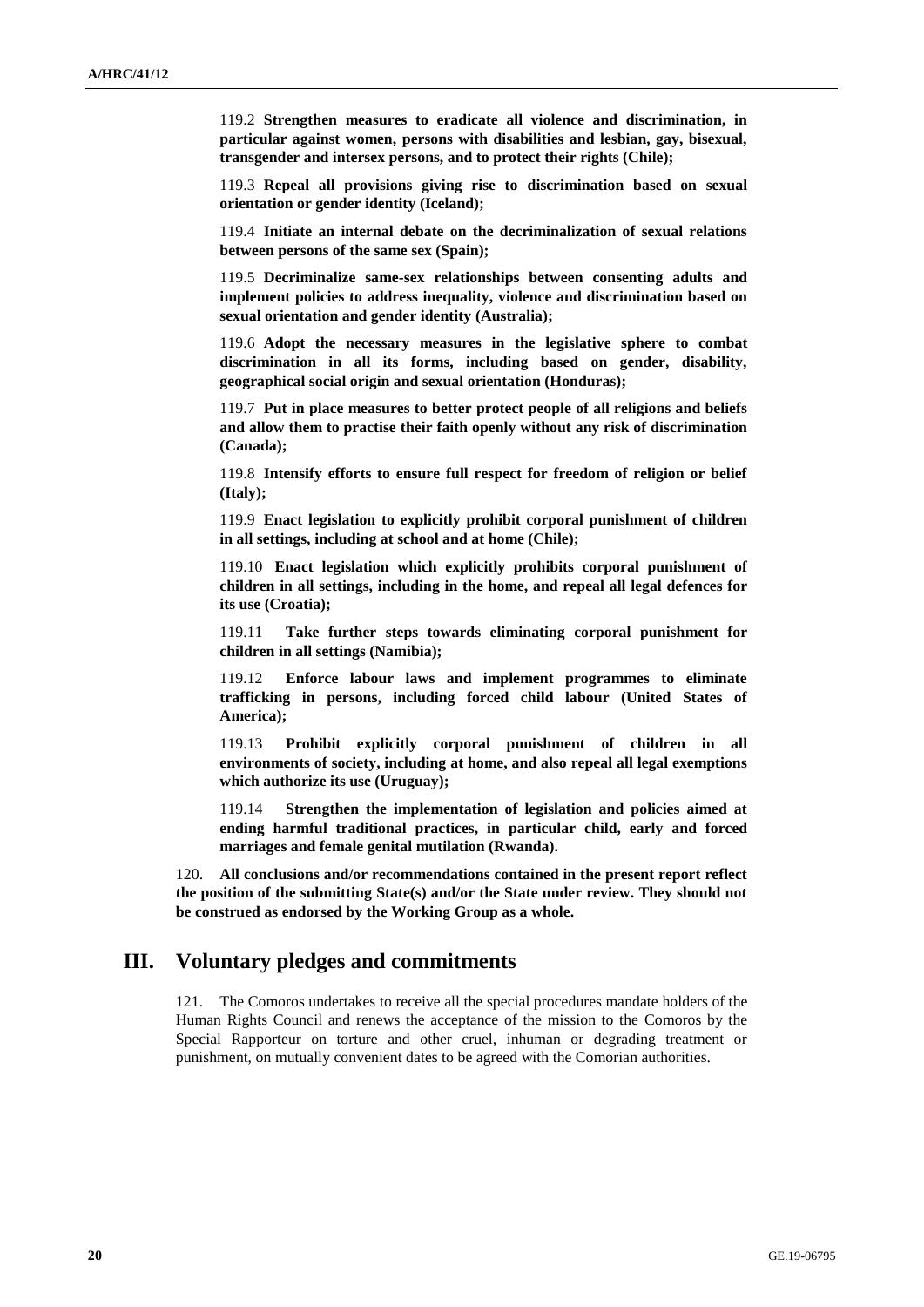119.2 **Strengthen measures to eradicate all violence and discrimination, in particular against women, persons with disabilities and lesbian, gay, bisexual, transgender and intersex persons, and to protect their rights (Chile);**

119.3 **Repeal all provisions giving rise to discrimination based on sexual orientation or gender identity (Iceland);**

119.4 **Initiate an internal debate on the decriminalization of sexual relations between persons of the same sex (Spain);**

119.5 **Decriminalize same-sex relationships between consenting adults and implement policies to address inequality, violence and discrimination based on sexual orientation and gender identity (Australia);**

119.6 **Adopt the necessary measures in the legislative sphere to combat discrimination in all its forms, including based on gender, disability, geographical social origin and sexual orientation (Honduras);**

119.7 **Put in place measures to better protect people of all religions and beliefs and allow them to practise their faith openly without any risk of discrimination (Canada);**

119.8 **Intensify efforts to ensure full respect for freedom of religion or belief (Italy);**

119.9 **Enact legislation to explicitly prohibit corporal punishment of children in all settings, including at school and at home (Chile);**

119.10 **Enact legislation which explicitly prohibits corporal punishment of children in all settings, including in the home, and repeal all legal defences for its use (Croatia);**

119.11 **Take further steps towards eliminating corporal punishment for children in all settings (Namibia);**

119.12 **Enforce labour laws and implement programmes to eliminate trafficking in persons, including forced child labour (United States of America);**

119.13 **Prohibit explicitly corporal punishment of children in all environments of society, including at home, and also repeal all legal exemptions which authorize its use (Uruguay);**

119.14 **Strengthen the implementation of legislation and policies aimed at ending harmful traditional practices, in particular child, early and forced marriages and female genital mutilation (Rwanda).**

120. **All conclusions and/or recommendations contained in the present report reflect the position of the submitting State(s) and/or the State under review. They should not be construed as endorsed by the Working Group as a whole.**

## III. Voluntary pledges and commitments

121. The Comoros undertakes to receive all the special procedures mandate holders of the Human Rights Council and renews the acceptance of the mission to the Comoros by the Special Rapporteur on torture and other cruel, inhuman or degrading treatment or punishment, on mutually convenient dates to be agreed with the Comorian authorities.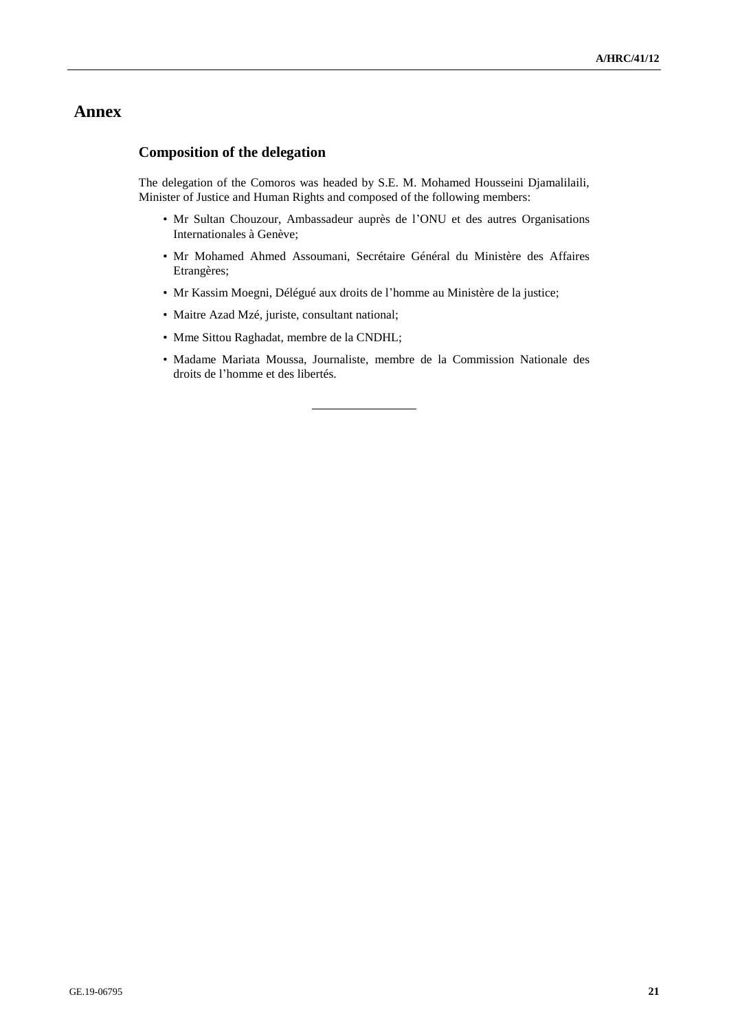# Annex

## Composition of the delegation

The delegation of the Comoros was headed by S.E. M. Mohamed Housseini Djamalilaili, Minister of Justice and Human Rights and composed of the following members:

- Mr Sultan Chouzour, Ambassadeur auprès de l'ONU et des autres Organisations Internationales à Genève;
- Mr Mohamed Ahmed Assoumani, Secrétaire Général du Ministère des Affaires Etrangères;
- Mr Kassim Moegni, Délégué aux droits de l'homme au Ministère de la justice;
- Maitre Azad Mzé, juriste, consultant national;
- Mme Sittou Raghadat, membre de la CNDHL;
- Madame Mariata Moussa, Journaliste, membre de la Commission Nationale des droits de l'homme et des libertés.